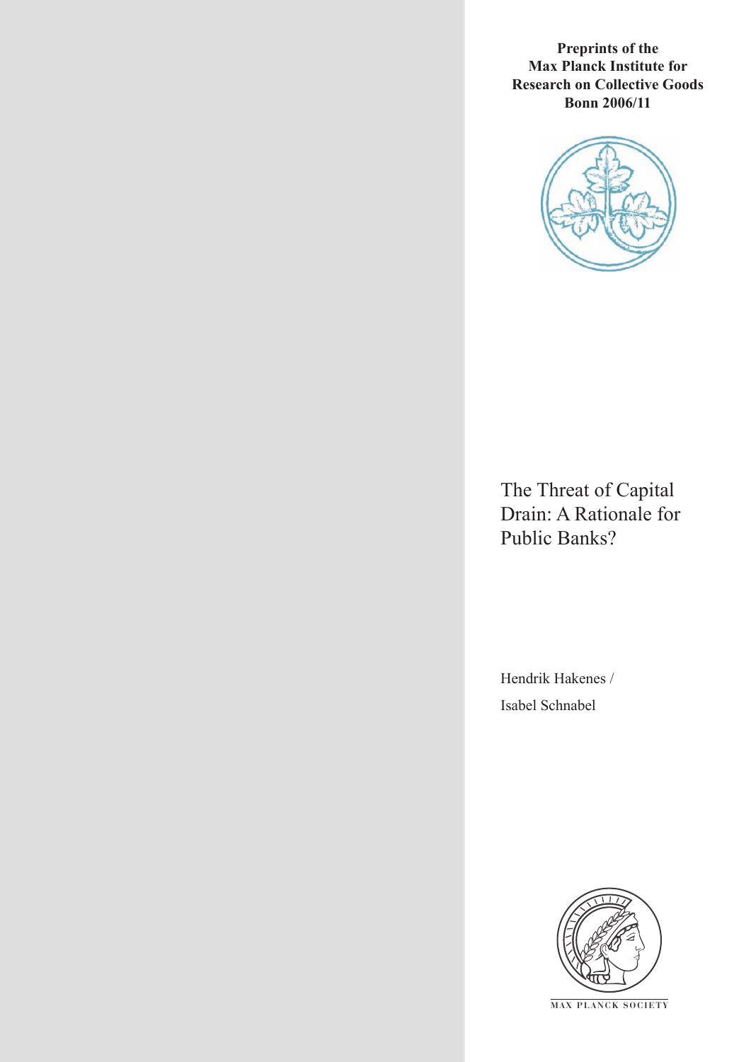**Preprints of the Max Planck Institute for Research on Collective Goods Bonn 2006/11**

# The Threat of Capital Drain: A Rationale for Public Banks?

Hendrik Hakenes /
Isabel Schnabel

MAX PLANCK SOCIETY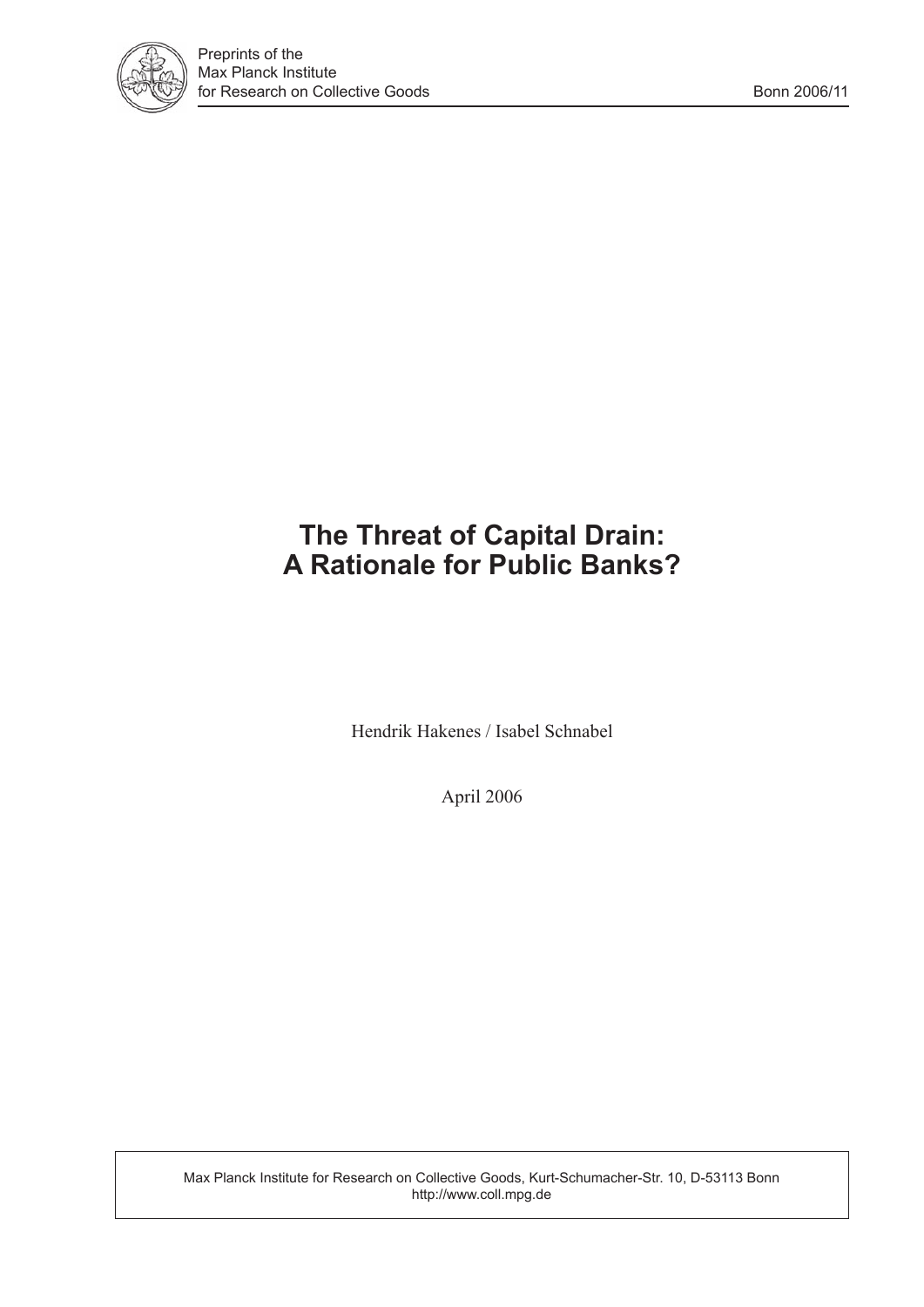# The Threat of Capital Drain: A Rationale for Public Banks?

Hendrik Hakenes / Isabel Schnabel

April 2006

Max Planck Institute for Research on Collective Goods, Kurt-Schumacher-Str. 10, D-53113 Bonn
http://www.coll.mpg.de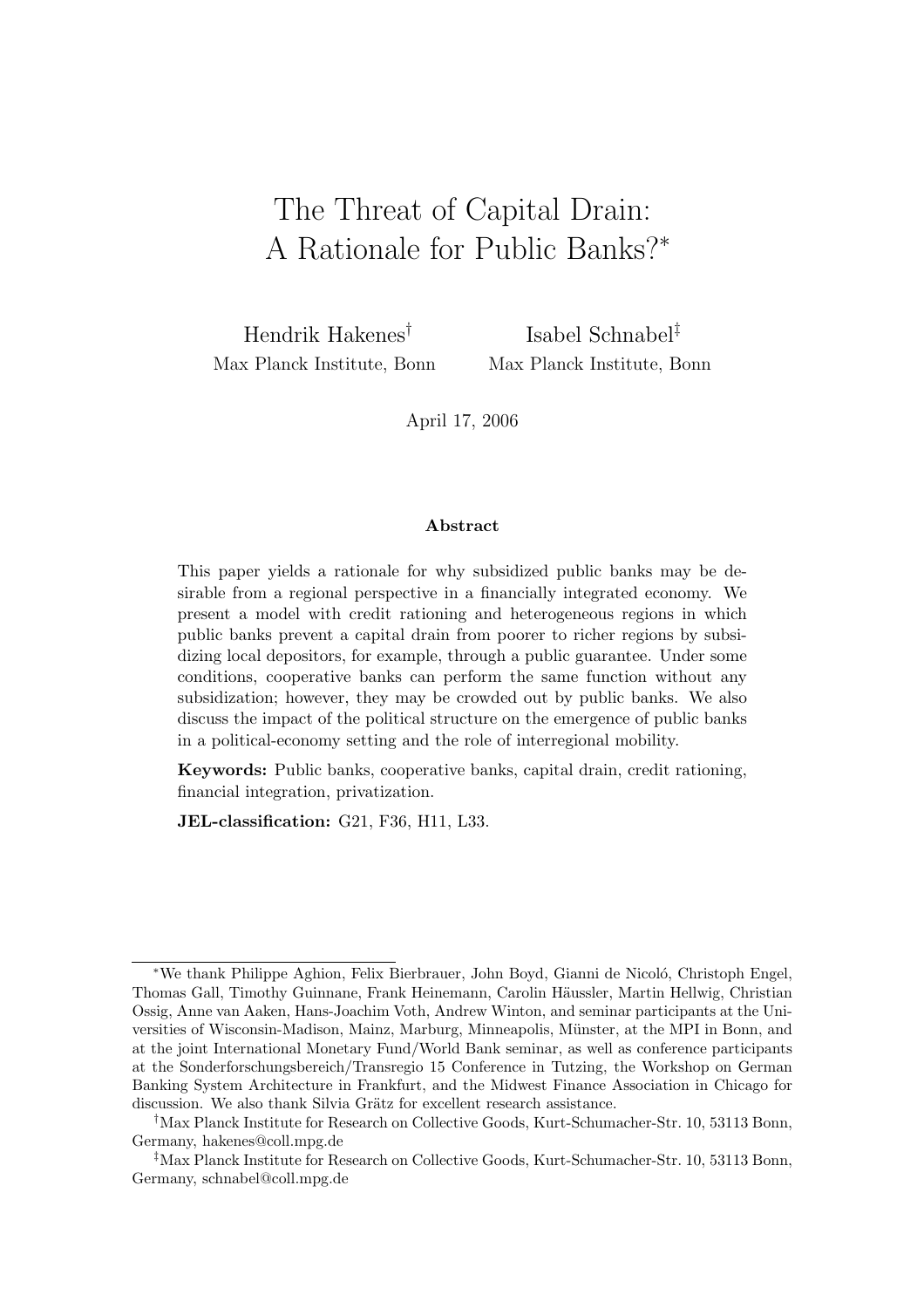# The Threat of Capital Drain: A Rationale for Public Banks?*

Hendrik Hakenes[†]
Max Planck Institute, Bonn

Isabel Schnabel[‡]
Max Planck Institute, Bonn

April 17, 2006

### Abstract

This paper yields a rationale for why subsidized public banks may be desirable from a regional perspective in a financially integrated economy. We present a model with credit rationing and heterogeneous regions in which public banks prevent a capital drain from poorer to richer regions by subsidizing local depositors, for example, through a public guarantee. Under some conditions, cooperative banks can perform the same function without any subsidization; however, they may be crowded out by public banks. We also discuss the impact of the political structure on the emergence of public banks in a political-economy setting and the role of interregional mobility.

**Keywords:** Public banks, cooperative banks, capital drain, credit rationing, financial integration, privatization.

**JEL-classification:** G21, F36, H11, L33.

---

*We thank Philippe Aghion, Felix Bierbrauer, John Boyd, Gianni de Nicoló, Christoph Engel, Thomas Gall, Timothy Guinnane, Frank Heinemann, Carolin Häussler, Martin Hellwig, Christian Ossig, Anne van Aaken, Hans-Joachim Voth, Andrew Winton, and seminar participants at the Universities of Wisconsin-Madison, Mainz, Marburg, Minneapolis, Münster, at the MPI in Bonn, and at the joint International Monetary Fund/World Bank seminar, as well as conference participants at the Sonderforschungsbereich/Transregio 15 Conference in Tutzing, the Workshop on German Banking System Architecture in Frankfurt, and the Midwest Finance Association in Chicago for discussion. We also thank Silvia Grätz for excellent research assistance.

[†]Max Planck Institute for Research on Collective Goods, Kurt-Schumacher-Str. 10, 53113 Bonn, Germany, hakenes@coll.mpg.de

[‡]Max Planck Institute for Research on Collective Goods, Kurt-Schumacher-Str. 10, 53113 Bonn, Germany, schnabel@coll.mpg.de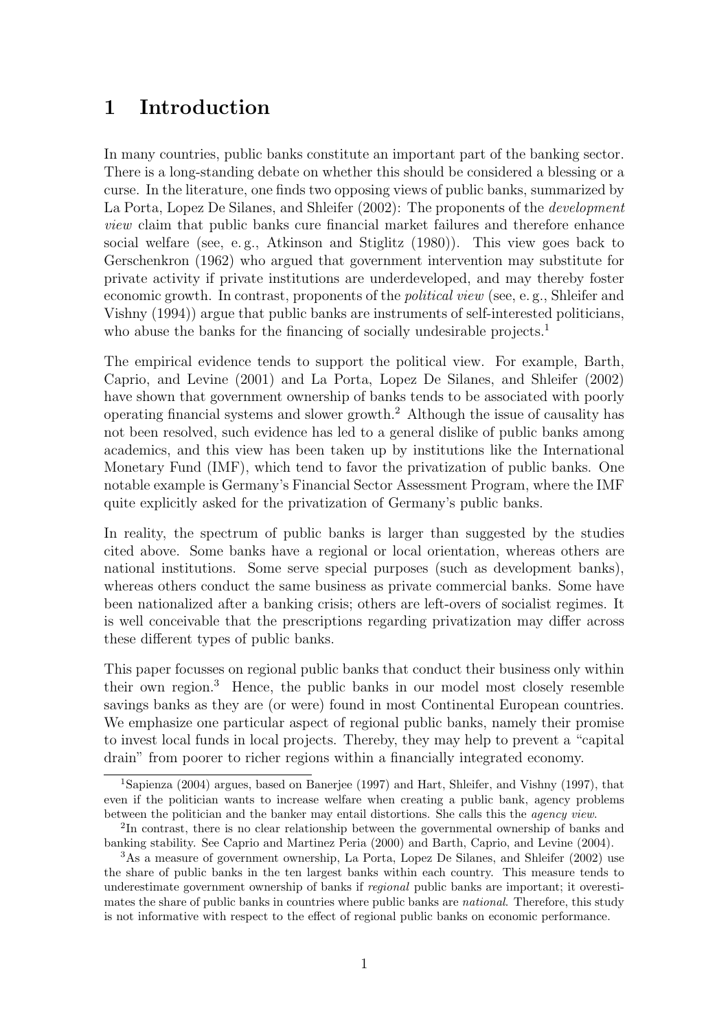# 1 Introduction

In many countries, public banks constitute an important part of the banking sector. There is a long-standing debate on whether this should be considered a blessing or a curse. In the literature, one finds two opposing views of public banks, summarized by La Porta, Lopez De Silanes, and Shleifer (2002): The proponents of the *development view* claim that public banks cure financial market failures and therefore enhance social welfare (see, e. g., Atkinson and Stiglitz (1980)). This view goes back to Gerschenkron (1962) who argued that government intervention may substitute for private activity if private institutions are underdeveloped, and may thereby foster economic growth. In contrast, proponents of the *political view* (see, e. g., Shleifer and Vishny (1994)) argue that public banks are instruments of self-interested politicians, who abuse the banks for the financing of socially undesirable projects.[1]

The empirical evidence tends to support the political view. For example, Barth, Caprio, and Levine (2001) and La Porta, Lopez De Silanes, and Shleifer (2002) have shown that government ownership of banks tends to be associated with poorly operating financial systems and slower growth.[2] Although the issue of causality has not been resolved, such evidence has led to a general dislike of public banks among academics, and this view has been taken up by institutions like the International Monetary Fund (IMF), which tend to favor the privatization of public banks. One notable example is Germany's Financial Sector Assessment Program, where the IMF quite explicitly asked for the privatization of Germany's public banks.

In reality, the spectrum of public banks is larger than suggested by the studies cited above. Some banks have a regional or local orientation, whereas others are national institutions. Some serve special purposes (such as development banks), whereas others conduct the same business as private commercial banks. Some have been nationalized after a banking crisis; others are left-overs of socialist regimes. It is well conceivable that the prescriptions regarding privatization may differ across these different types of public banks.

This paper focusses on regional public banks that conduct their business only within their own region.[3] Hence, the public banks in our model most closely resemble savings banks as they are (or were) found in most Continental European countries. We emphasize one particular aspect of regional public banks, namely their promise to invest local funds in local projects. Thereby, they may help to prevent a "capital drain" from poorer to richer regions within a financially integrated economy.

[1] Sapienza (2004) argues, based on Banerjee (1997) and Hart, Shleifer, and Vishny (1997), that even if the politician wants to increase welfare when creating a public bank, agency problems between the politician and the banker may entail distortions. She calls this the *agency view*.

[2] In contrast, there is no clear relationship between the governmental ownership of banks and banking stability. See Caprio and Martinez Peria (2000) and Barth, Caprio, and Levine (2004).

[3] As a measure of government ownership, La Porta, Lopez De Silanes, and Shleifer (2002) use the share of public banks in the ten largest banks within each country. This measure tends to underestimate government ownership of banks if *regional* public banks are important; it overestimates the share of public banks in countries where public banks are *national*. Therefore, this study is not informative with respect to the effect of regional public banks on economic performance.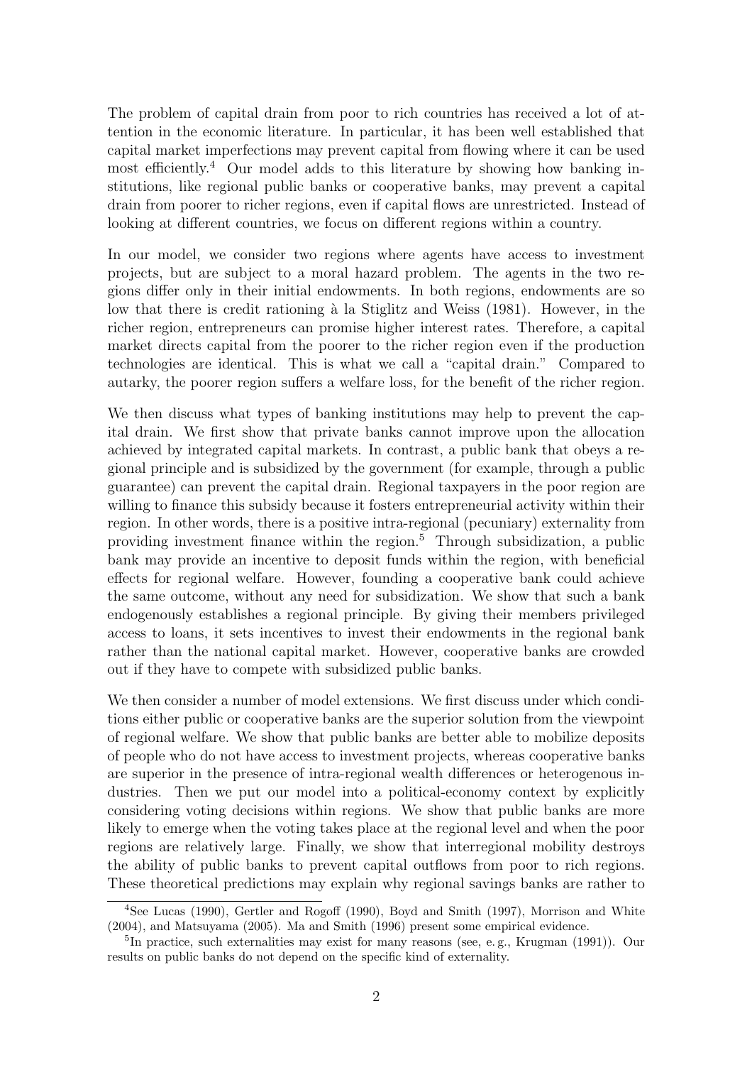The problem of capital drain from poor to rich countries has received a lot of attention in the economic literature. In particular, it has been well established that capital market imperfections may prevent capital from flowing where it can be used most efficiently.[4] Our model adds to this literature by showing how banking institutions, like regional public banks or cooperative banks, may prevent a capital drain from poorer to richer regions, even if capital flows are unrestricted. Instead of looking at different countries, we focus on different regions within a country.

In our model, we consider two regions where agents have access to investment projects, but are subject to a moral hazard problem. The agents in the two regions differ only in their initial endowments. In both regions, endowments are so low that there is credit rationing à la Stiglitz and Weiss (1981). However, in the richer region, entrepreneurs can promise higher interest rates. Therefore, a capital market directs capital from the poorer to the richer region even if the production technologies are identical. This is what we call a "capital drain." Compared to autarky, the poorer region suffers a welfare loss, for the benefit of the richer region.

We then discuss what types of banking institutions may help to prevent the capital drain. We first show that private banks cannot improve upon the allocation achieved by integrated capital markets. In contrast, a public bank that obeys a regional principle and is subsidized by the government (for example, through a public guarantee) can prevent the capital drain. Regional taxpayers in the poor region are willing to finance this subsidy because it fosters entrepreneurial activity within their region. In other words, there is a positive intra-regional (pecuniary) externality from providing investment finance within the region.[5] Through subsidization, a public bank may provide an incentive to deposit funds within the region, with beneficial effects for regional welfare. However, founding a cooperative bank could achieve the same outcome, without any need for subsidization. We show that such a bank endogenously establishes a regional principle. By giving their members privileged access to loans, it sets incentives to invest their endowments in the regional bank rather than the national capital market. However, cooperative banks are crowded out if they have to compete with subsidized public banks.

We then consider a number of model extensions. We first discuss under which conditions either public or cooperative banks are the superior solution from the viewpoint of regional welfare. We show that public banks are better able to mobilize deposits of people who do not have access to investment projects, whereas cooperative banks are superior in the presence of intra-regional wealth differences or heterogenous industries. Then we put our model into a political-economy context by explicitly considering voting decisions within regions. We show that public banks are more likely to emerge when the voting takes place at the regional level and when the poor regions are relatively large. Finally, we show that interregional mobility destroys the ability of public banks to prevent capital outflows from poor to rich regions. These theoretical predictions may explain why regional savings banks are rather to

---

[4] See Lucas (1990), Gertler and Rogoff (1990), Boyd and Smith (1997), Morrison and White (2004), and Matsuyama (2005). Ma and Smith (1996) present some empirical evidence.

[5] In practice, such externalities may exist for many reasons (see, e. g., Krugman (1991)). Our results on public banks do not depend on the specific kind of externality.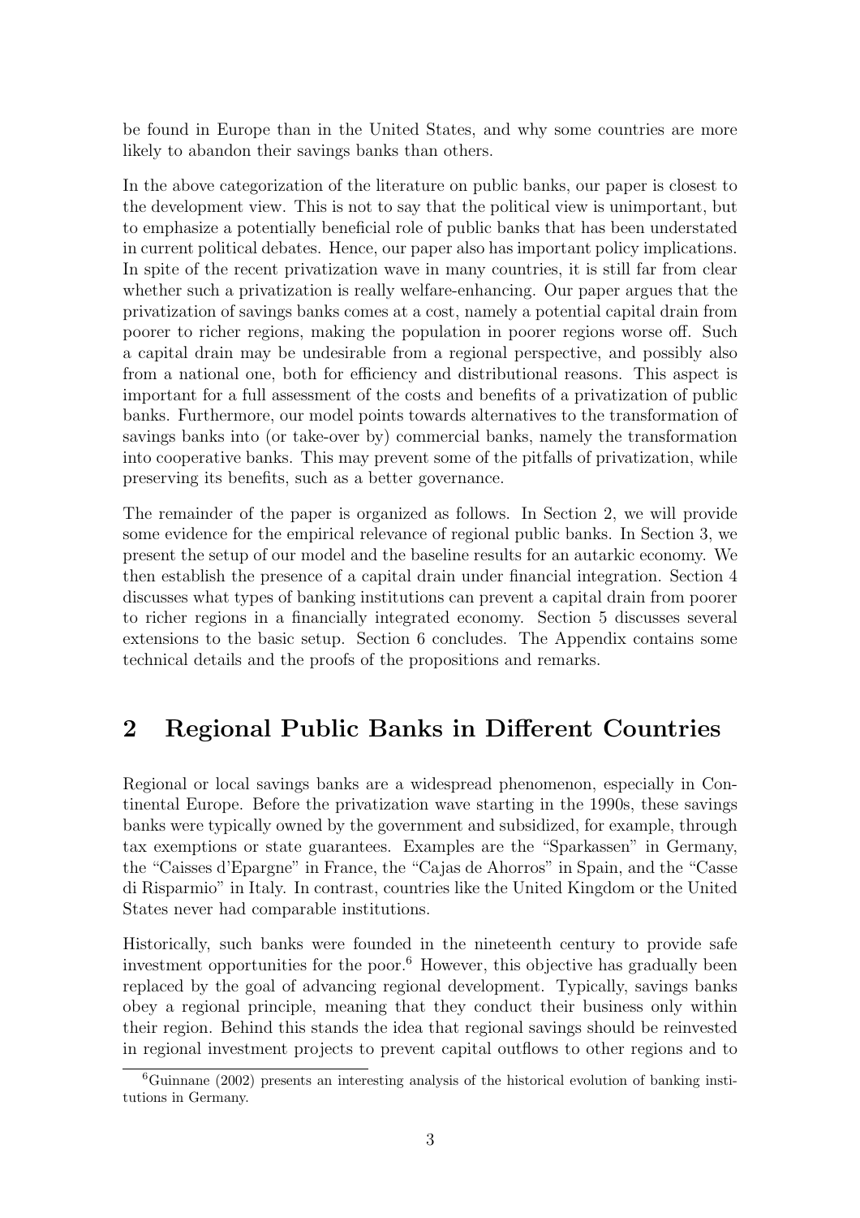be found in Europe than in the United States, and why some countries are more likely to abandon their savings banks than others.

In the above categorization of the literature on public banks, our paper is closest to the development view. This is not to say that the political view is unimportant, but to emphasize a potentially beneficial role of public banks that has been understated in current political debates. Hence, our paper also has important policy implications. In spite of the recent privatization wave in many countries, it is still far from clear whether such a privatization is really welfare-enhancing. Our paper argues that the privatization of savings banks comes at a cost, namely a potential capital drain from poorer to richer regions, making the population in poorer regions worse off. Such a capital drain may be undesirable from a regional perspective, and possibly also from a national one, both for efficiency and distributional reasons. This aspect is important for a full assessment of the costs and benefits of a privatization of public banks. Furthermore, our model points towards alternatives to the transformation of savings banks into (or take-over by) commercial banks, namely the transformation into cooperative banks. This may prevent some of the pitfalls of privatization, while preserving its benefits, such as a better governance.

The remainder of the paper is organized as follows. In Section 2, we will provide some evidence for the empirical relevance of regional public banks. In Section 3, we present the setup of our model and the baseline results for an autarkic economy. We then establish the presence of a capital drain under financial integration. Section 4 discusses what types of banking institutions can prevent a capital drain from poorer to richer regions in a financially integrated economy. Section 5 discusses several extensions to the basic setup. Section 6 concludes. The Appendix contains some technical details and the proofs of the propositions and remarks.

## 2 Regional Public Banks in Different Countries

Regional or local savings banks are a widespread phenomenon, especially in Continental Europe. Before the privatization wave starting in the 1990s, these savings banks were typically owned by the government and subsidized, for example, through tax exemptions or state guarantees. Examples are the "Sparkassen" in Germany, the "Caisses d'Epargne" in France, the "Cajas de Ahorros" in Spain, and the "Casse di Risparmio" in Italy. In contrast, countries like the United Kingdom or the United States never had comparable institutions.

Historically, such banks were founded in the nineteenth century to provide safe investment opportunities for the poor.[6] However, this objective has gradually been replaced by the goal of advancing regional development. Typically, savings banks obey a regional principle, meaning that they conduct their business only within their region. Behind this stands the idea that regional savings should be reinvested in regional investment projects to prevent capital outflows to other regions and to

[6] Guinnane (2002) presents an interesting analysis of the historical evolution of banking institutions in Germany.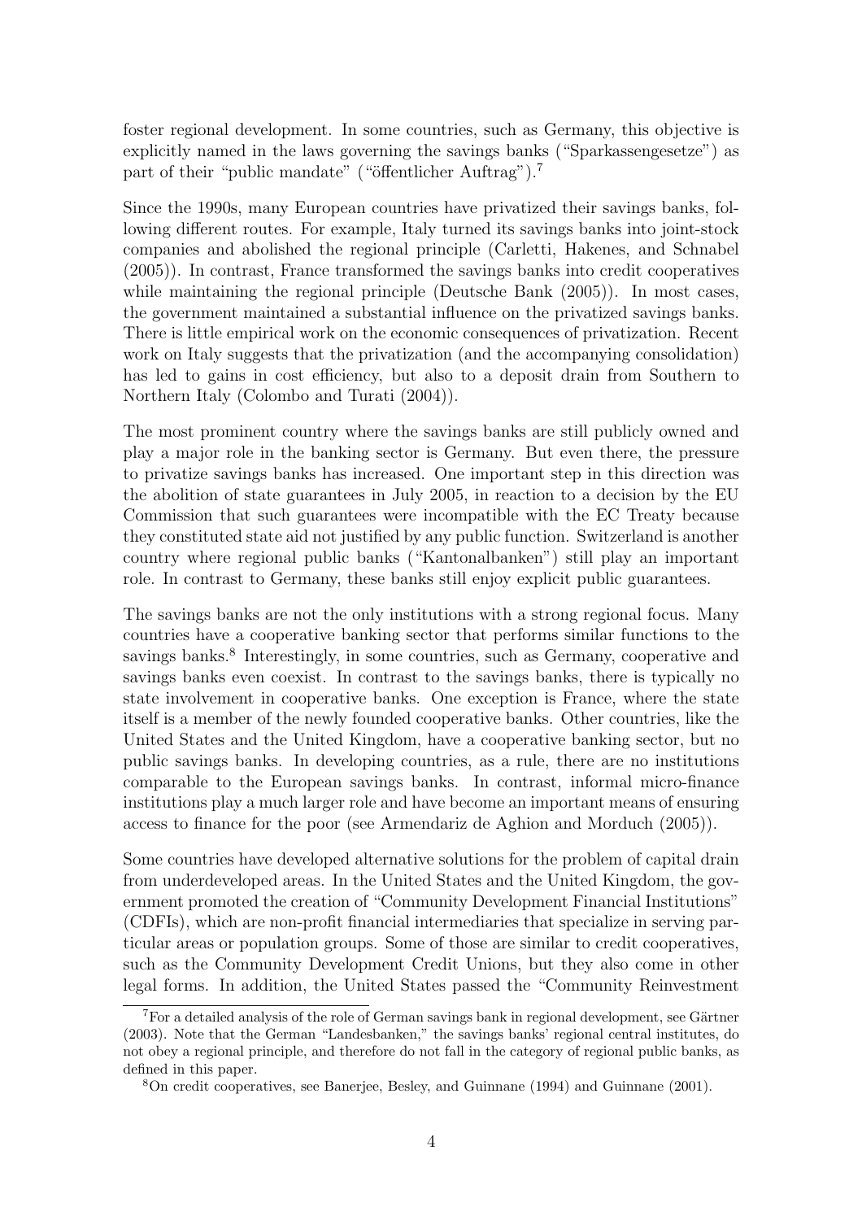foster regional development. In some countries, such as Germany, this objective is explicitly named in the laws governing the savings banks ("Sparkassengesetze") as part of their "public mandate" ("öffentlicher Auftrag").[7]

Since the 1990s, many European countries have privatized their savings banks, following different routes. For example, Italy turned its savings banks into joint-stock companies and abolished the regional principle (Carletti, Hakenes, and Schnabel (2005)). In contrast, France transformed the savings banks into credit cooperatives while maintaining the regional principle (Deutsche Bank (2005)). In most cases, the government maintained a substantial influence on the privatized savings banks. There is little empirical work on the economic consequences of privatization. Recent work on Italy suggests that the privatization (and the accompanying consolidation) has led to gains in cost efficiency, but also to a deposit drain from Southern to Northern Italy (Colombo and Turati (2004)).

The most prominent country where the savings banks are still publicly owned and play a major role in the banking sector is Germany. But even there, the pressure to privatize savings banks has increased. One important step in this direction was the abolition of state guarantees in July 2005, in reaction to a decision by the EU Commission that such guarantees were incompatible with the EC Treaty because they constituted state aid not justified by any public function. Switzerland is another country where regional public banks ("Kantonalbanken") still play an important role. In contrast to Germany, these banks still enjoy explicit public guarantees.

The savings banks are not the only institutions with a strong regional focus. Many countries have a cooperative banking sector that performs similar functions to the savings banks.[8] Interestingly, in some countries, such as Germany, cooperative and savings banks even coexist. In contrast to the savings banks, there is typically no state involvement in cooperative banks. One exception is France, where the state itself is a member of the newly founded cooperative banks. Other countries, like the United States and the United Kingdom, have a cooperative banking sector, but no public savings banks. In developing countries, as a rule, there are no institutions comparable to the European savings banks. In contrast, informal micro-finance institutions play a much larger role and have become an important means of ensuring access to finance for the poor (see Armendariz de Aghion and Morduch (2005)).

Some countries have developed alternative solutions for the problem of capital drain from underdeveloped areas. In the United States and the United Kingdom, the government promoted the creation of "Community Development Financial Institutions" (CDFIs), which are non-profit financial intermediaries that specialize in serving particular areas or population groups. Some of those are similar to credit cooperatives, such as the Community Development Credit Unions, but they also come in other legal forms. In addition, the United States passed the "Community Reinvestment

[7] For a detailed analysis of the role of German savings bank in regional development, see Gärtner (2003). Note that the German "Landesbanken," the savings banks' regional central institutes, do not obey a regional principle, and therefore do not fall in the category of regional public banks, as defined in this paper.

[8] On credit cooperatives, see Banerjee, Besley, and Guinnane (1994) and Guinnane (2001).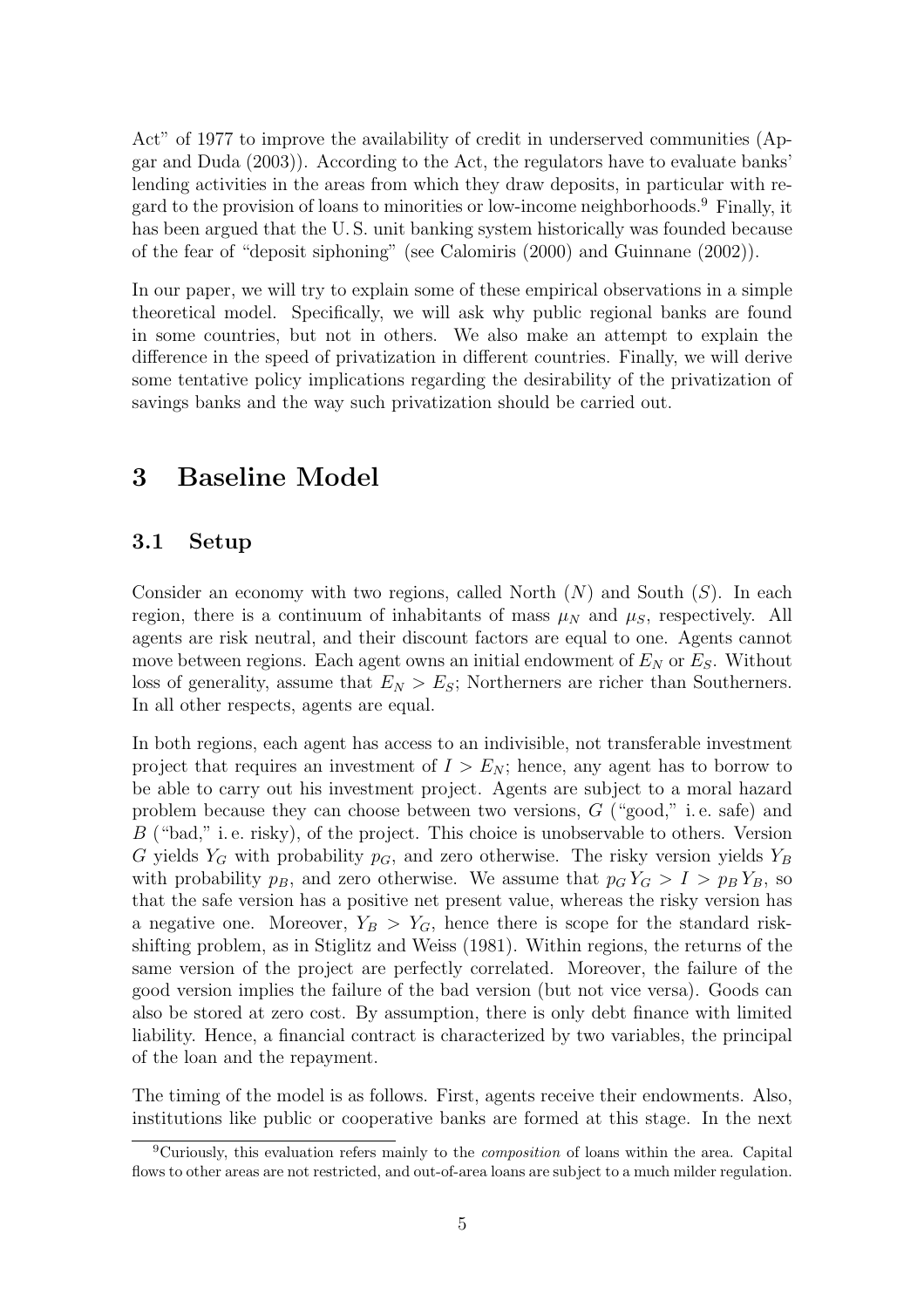Act" of 1977 to improve the availability of credit in underserved communities (Apgar and Duda (2003)). According to the Act, the regulators have to evaluate banks' lending activities in the areas from which they draw deposits, in particular with regard to the provision of loans to minorities or low-income neighborhoods.[9] Finally, it has been argued that the U. S. unit banking system historically was founded because of the fear of "deposit siphoning" (see Calomiris (2000) and Guinnane (2002)).

In our paper, we will try to explain some of these empirical observations in a simple theoretical model. Specifically, we will ask why public regional banks are found in some countries, but not in others. We also make an attempt to explain the difference in the speed of privatization in different countries. Finally, we will derive some tentative policy implications regarding the desirability of the privatization of savings banks and the way such privatization should be carried out.

# 3 Baseline Model

## 3.1 Setup

Consider an economy with two regions, called North ($N$) and South ($S$). In each region, there is a continuum of inhabitants of mass $\mu_N$ and $\mu_S$, respectively. All agents are risk neutral, and their discount factors are equal to one. Agents cannot move between regions. Each agent owns an initial endowment of $E_N$ or $E_S$. Without loss of generality, assume that $E_N > E_S$; Northerners are richer than Southerners. In all other respects, agents are equal.

In both regions, each agent has access to an indivisible, not transferable investment project that requires an investment of $I > E_N$; hence, any agent has to borrow to be able to carry out his investment project. Agents are subject to a moral hazard problem because they can choose between two versions, $G$ ("good," i. e. safe) and $B$ ("bad," i. e. risky), of the project. This choice is unobservable to others. Version $G$ yields $Y_G$ with probability $p_G$, and zero otherwise. The risky version yields $Y_B$ with probability $p_B$, and zero otherwise. We assume that $p_G Y_G > I > p_B Y_B$, so that the safe version has a positive net present value, whereas the risky version has a negative one. Moreover, $Y_B > Y_G$, hence there is scope for the standard risk-shifting problem, as in Stiglitz and Weiss (1981). Within regions, the returns of the same version of the project are perfectly correlated. Moreover, the failure of the good version implies the failure of the bad version (but not vice versa). Goods can also be stored at zero cost. By assumption, there is only debt finance with limited liability. Hence, a financial contract is characterized by two variables, the principal of the loan and the repayment.

The timing of the model is as follows. First, agents receive their endowments. Also, institutions like public or cooperative banks are formed at this stage. In the next

[9] Curiously, this evaluation refers mainly to the *composition* of loans within the area. Capital flows to other areas are not restricted, and out-of-area loans are subject to a much milder regulation.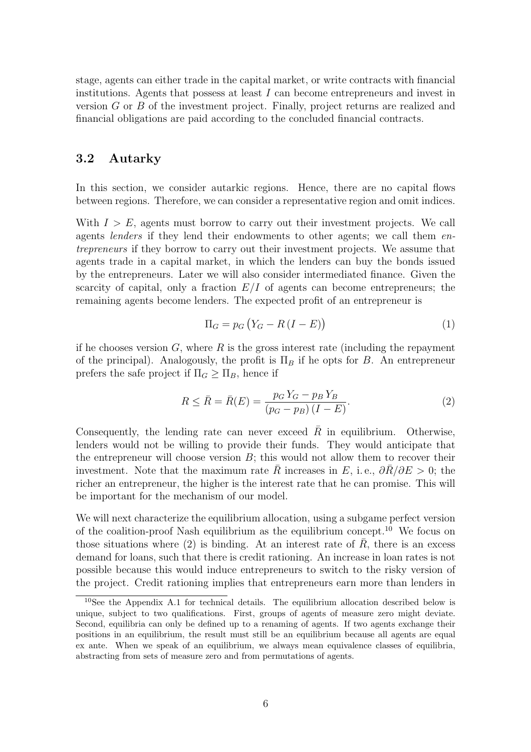stage, agents can either trade in the capital market, or write contracts with financial institutions. Agents that possess at least $I$ can become entrepreneurs and invest in version $G$ or $B$ of the investment project. Finally, project returns are realized and financial obligations are paid according to the concluded financial contracts.

## 3.2 Autarky

In this section, we consider autarkic regions. Hence, there are no capital flows between regions. Therefore, we can consider a representative region and omit indices.

With $I > E$, agents must borrow to carry out their investment projects. We call agents *lenders* if they lend their endowments to other agents; we call them *entrepreneurs* if they borrow to carry out their investment projects. We assume that agents trade in a capital market, in which the lenders can buy the bonds issued by the entrepreneurs. Later we will also consider intermediated finance. Given the scarcity of capital, only a fraction $E/I$ of agents can become entrepreneurs; the remaining agents become lenders. The expected profit of an entrepreneur is

$$\Pi_G = p_G \big( Y_G - R \left( I - E \right) \big) \tag{1}$$

if he chooses version $G$, where $R$ is the gross interest rate (including the repayment of the principal). Analogously, the profit is $\Pi_B$ if he opts for $B$. An entrepreneur prefers the safe project if $\Pi_G \geq \Pi_B$, hence if

$$R \leq \bar{R} = \bar{R}(E) = \frac{p_G \, Y_G - p_B \, Y_B}{\left( p_G - p_B \right) \left( I - E \right)}. \tag{2}$$

Consequently, the lending rate can never exceed $\bar{R}$ in equilibrium. Otherwise, lenders would not be willing to provide their funds. They would anticipate that the entrepreneur will choose version $B$; this would not allow them to recover their investment. Note that the maximum rate $\bar{R}$ increases in $E$, i. e., $\partial \bar{R} / \partial E > 0$; the richer an entrepreneur, the higher is the interest rate that he can promise. This will be important for the mechanism of our model.

We will next characterize the equilibrium allocation, using a subgame perfect version of the coalition-proof Nash equilibrium as the equilibrium concept.[10] We focus on those situations where (2) is binding. At an interest rate of $\bar{R}$, there is an excess demand for loans, such that there is credit rationing. An increase in loan rates is not possible because this would induce entrepreneurs to switch to the risky version of the project. Credit rationing implies that entrepreneurs earn more than lenders in

[10] See the Appendix A.1 for technical details. The equilibrium allocation described below is unique, subject to two qualifications. First, groups of agents of measure zero might deviate. Second, equilibria can only be defined up to a renaming of agents. If two agents exchange their positions in an equilibrium, the result must still be an equilibrium because all agents are equal ex ante. When we speak of an equilibrium, we always mean equivalence classes of equilibria, abstracting from sets of measure zero and from permutations of agents.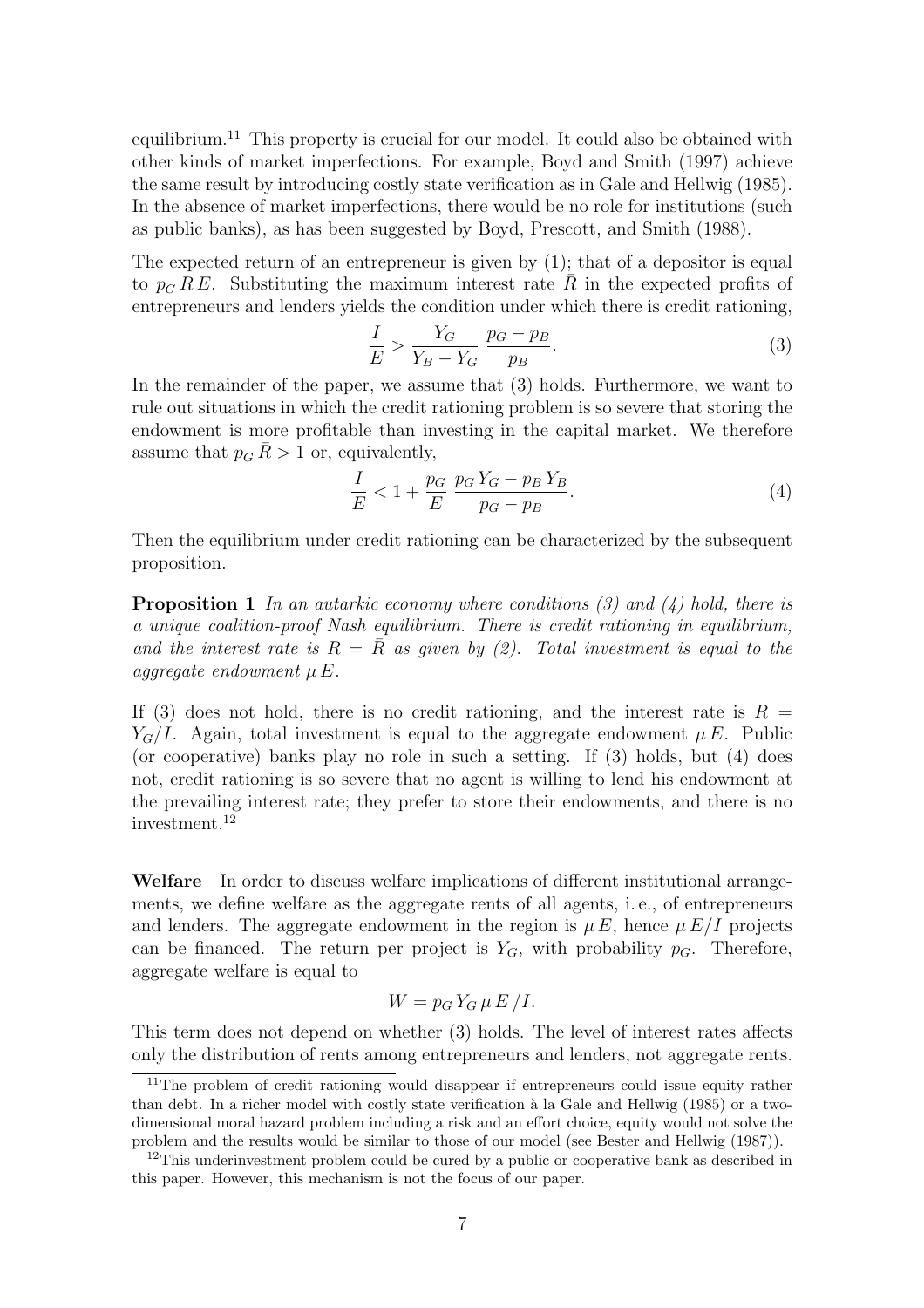equilibrium.[11] This property is crucial for our model. It could also be obtained with other kinds of market imperfections. For example, Boyd and Smith (1997) achieve the same result by introducing costly state verification as in Gale and Hellwig (1985). In the absence of market imperfections, there would be no role for institutions (such as public banks), as has been suggested by Boyd, Prescott, and Smith (1988).

The expected return of an entrepreneur is given by (1); that of a depositor is equal to $p_G \, R \, E$. Substituting the maximum interest rate $\bar{R}$ in the expected profits of entrepreneurs and lenders yields the condition under which there is credit rationing,

$$\frac{I}{E} > \frac{Y_G}{Y_B - Y_G} \, \frac{p_G - p_B}{p_B}. \tag{3}$$

In the remainder of the paper, we assume that (3) holds. Furthermore, we want to rule out situations in which the credit rationing problem is so severe that storing the endowment is more profitable than investing in the capital market. We therefore assume that $p_G \, \bar{R} > 1$ or, equivalently,

$$\frac{I}{E} < 1 + \frac{p_G}{E} \, \frac{p_G \, Y_G - p_B \, Y_B}{p_G - p_B}. \tag{4}$$

Then the equilibrium under credit rationing can be characterized by the subsequent proposition.

**Proposition 1** *In an autarkic economy where conditions (3) and (4) hold, there is a unique coalition-proof Nash equilibrium. There is credit rationing in equilibrium, and the interest rate is $R = \bar{R}$ as given by (2). Total investment is equal to the aggregate endowment $\mu \, E$.*

If (3) does not hold, there is no credit rationing, and the interest rate is $R = Y_G/I$. Again, total investment is equal to the aggregate endowment $\mu \, E$. Public (or cooperative) banks play no role in such a setting. If (3) holds, but (4) does not, credit rationing is so severe that no agent is willing to lend his endowment at the prevailing interest rate; they prefer to store their endowments, and there is no investment.[12]

**Welfare** In order to discuss welfare implications of different institutional arrangements, we define welfare as the aggregate rents of all agents, i. e., of entrepreneurs and lenders. The aggregate endowment in the region is $\mu \, E$, hence $\mu \, E/I$ projects can be financed. The return per project is $Y_G$, with probability $p_G$. Therefore, aggregate welfare is equal to

$$W = p_G \, Y_G \, \mu \, E \, / I.$$

This term does not depend on whether (3) holds. The level of interest rates affects only the distribution of rents among entrepreneurs and lenders, not aggregate rents.

[11] The problem of credit rationing would disappear if entrepreneurs could issue equity rather than debt. In a richer model with costly state verification à la Gale and Hellwig (1985) or a two-dimensional moral hazard problem including a risk and an effort choice, equity would not solve the problem and the results would be similar to those of our model (see Bester and Hellwig (1987)).

[12] This underinvestment problem could be cured by a public or cooperative bank as described in this paper. However, this mechanism is not the focus of our paper.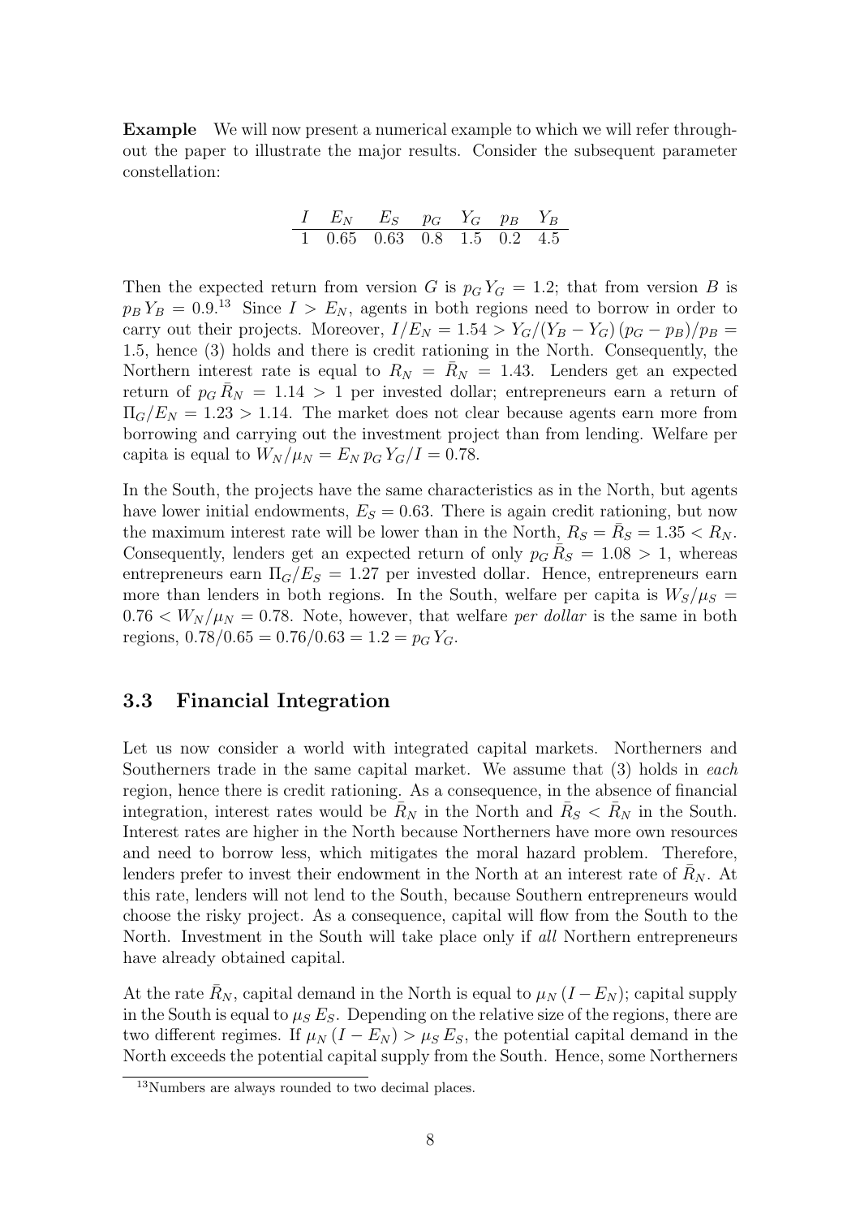**Example** We will now present a numerical example to which we will refer throughout the paper to illustrate the major results. Consider the subsequent parameter constellation:

| $I$ | $E_N$ | $E_S$ | $p_G$ | $Y_G$ | $p_B$ | $Y_B$ |
|---|---|---|---|---|---|---|
| 1 | 0.65 | 0.63 | 0.8 | 1.5 | 0.2 | 4.5 |

Then the expected return from version $G$ is $p_G Y_G = 1.2$; that from version $B$ is $p_B Y_B = 0.9$.[13] Since $I > E_N$, agents in both regions need to borrow in order to carry out their projects. Moreover, $I/E_N = 1.54 > Y_G/(Y_B - Y_G)\,(p_G - p_B)/p_B = 1.5$, hence (3) holds and there is credit rationing in the North. Consequently, the Northern interest rate is equal to $R_N = \bar{R}_N = 1.43$. Lenders get an expected return of $p_G \bar{R}_N = 1.14 > 1$ per invested dollar; entrepreneurs earn a return of $\Pi_G/E_N = 1.23 > 1.14$. The market does not clear because agents earn more from borrowing and carrying out the investment project than from lending. Welfare per capita is equal to $W_N/\mu_N = E_N\, p_G\, Y_G/I = 0.78$.

In the South, the projects have the same characteristics as in the North, but agents have lower initial endowments, $E_S = 0.63$. There is again credit rationing, but now the maximum interest rate will be lower than in the North, $R_S = \bar{R}_S = 1.35 < R_N$. Consequently, lenders get an expected return of only $p_G \bar{R}_S = 1.08 > 1$, whereas entrepreneurs earn $\Pi_G/E_S = 1.27$ per invested dollar. Hence, entrepreneurs earn more than lenders in both regions. In the South, welfare per capita is $W_S/\mu_S = 0.76 < W_N/\mu_N = 0.78$. Note, however, that welfare *per dollar* is the same in both regions, $0.78/0.65 = 0.76/0.63 = 1.2 = p_G Y_G$.

### 3.3 Financial Integration

Let us now consider a world with integrated capital markets. Northerners and Southerners trade in the same capital market. We assume that (3) holds in *each* region, hence there is credit rationing. As a consequence, in the absence of financial integration, interest rates would be $\bar{R}_N$ in the North and $\bar{R}_S < \bar{R}_N$ in the South. Interest rates are higher in the North because Northerners have more own resources and need to borrow less, which mitigates the moral hazard problem. Therefore, lenders prefer to invest their endowment in the North at an interest rate of $\bar{R}_N$. At this rate, lenders will not lend to the South, because Southern entrepreneurs would choose the risky project. As a consequence, capital will flow from the South to the North. Investment in the South will take place only if *all* Northern entrepreneurs have already obtained capital.

At the rate $\bar{R}_N$, capital demand in the North is equal to $\mu_N\,(I - E_N)$; capital supply in the South is equal to $\mu_S\, E_S$. Depending on the relative size of the regions, there are two different regimes. If $\mu_N\,(I - E_N) > \mu_S\, E_S$, the potential capital demand in the North exceeds the potential capital supply from the South. Hence, some Northerners

[13] Numbers are always rounded to two decimal places.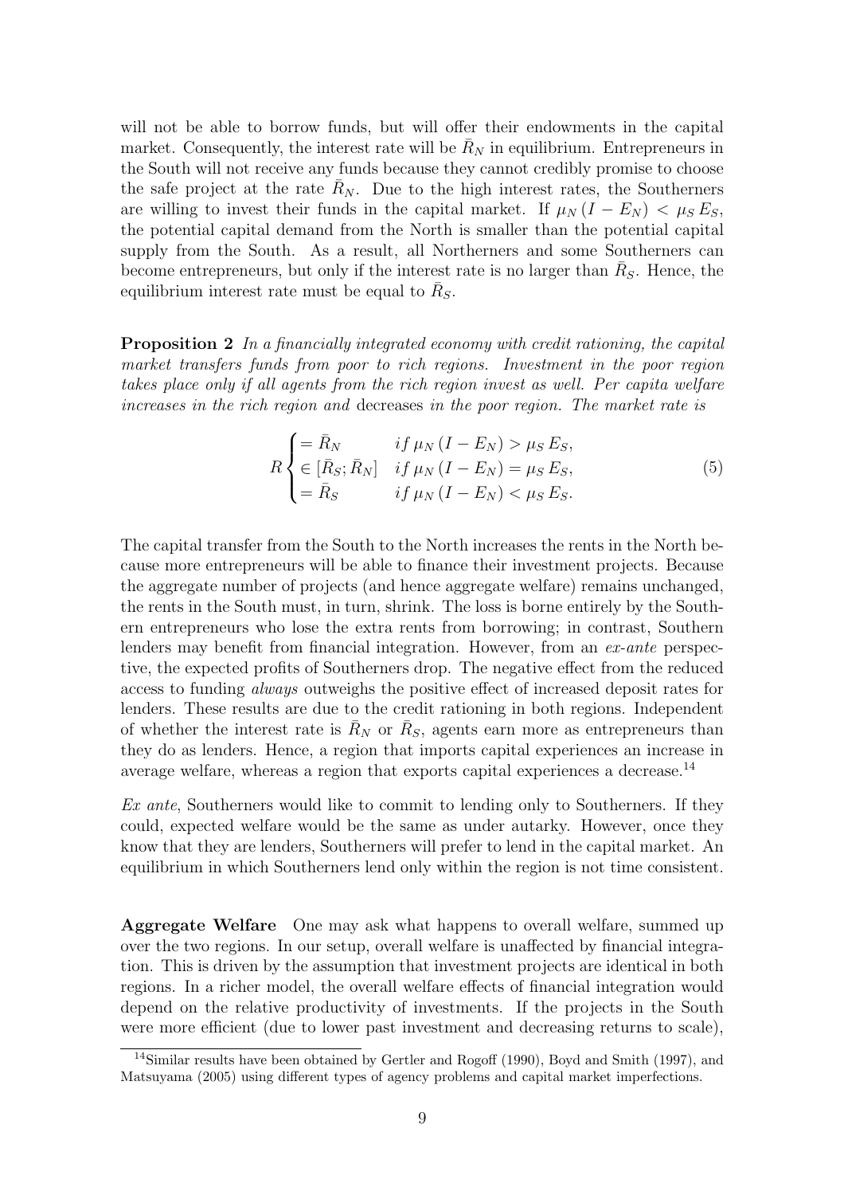will not be able to borrow funds, but will offer their endowments in the capital market. Consequently, the interest rate will be $\bar{R}_N$ in equilibrium. Entrepreneurs in the South will not receive any funds because they cannot credibly promise to choose the safe project at the rate $\bar{R}_N$. Due to the high interest rates, the Southerners are willing to invest their funds in the capital market. If $\mu_N (I - E_N) < \mu_S E_S$, the potential capital demand from the North is smaller than the potential capital supply from the South. As a result, all Northerners and some Southerners can become entrepreneurs, but only if the interest rate is no larger than $\bar{R}_S$. Hence, the equilibrium interest rate must be equal to $\bar{R}_S$.

**Proposition 2** *In a financially integrated economy with credit rationing, the capital market transfers funds from poor to rich regions. Investment in the poor region takes place only if all agents from the rich region invest as well. Per capita welfare increases in the rich region and* decreases *in the poor region. The market rate is*

$$R \begin{cases} = \bar{R}_N & if\, \mu_N (I - E_N) > \mu_S E_S, \\ \in [\bar{R}_S; \bar{R}_N] & if\, \mu_N (I - E_N) = \mu_S E_S, \\ = \bar{R}_S & if\, \mu_N (I - E_N) < \mu_S E_S. \end{cases} \tag{5}$$

The capital transfer from the South to the North increases the rents in the North because more entrepreneurs will be able to finance their investment projects. Because the aggregate number of projects (and hence aggregate welfare) remains unchanged, the rents in the South must, in turn, shrink. The loss is borne entirely by the Southern entrepreneurs who lose the extra rents from borrowing; in contrast, Southern lenders may benefit from financial integration. However, from an *ex-ante* perspective, the expected profits of Southerners drop. The negative effect from the reduced access to funding *always* outweighs the positive effect of increased deposit rates for lenders. These results are due to the credit rationing in both regions. Independent of whether the interest rate is $\bar{R}_N$ or $\bar{R}_S$, agents earn more as entrepreneurs than they do as lenders. Hence, a region that imports capital experiences an increase in average welfare, whereas a region that exports capital experiences a decrease.[14]

*Ex ante*, Southerners would like to commit to lending only to Southerners. If they could, expected welfare would be the same as under autarky. However, once they know that they are lenders, Southerners will prefer to lend in the capital market. An equilibrium in which Southerners lend only within the region is not time consistent.

**Aggregate Welfare** One may ask what happens to overall welfare, summed up over the two regions. In our setup, overall welfare is unaffected by financial integration. This is driven by the assumption that investment projects are identical in both regions. In a richer model, the overall welfare effects of financial integration would depend on the relative productivity of investments. If the projects in the South were more efficient (due to lower past investment and decreasing returns to scale),

[14] Similar results have been obtained by Gertler and Rogoff (1990), Boyd and Smith (1997), and Matsuyama (2005) using different types of agency problems and capital market imperfections.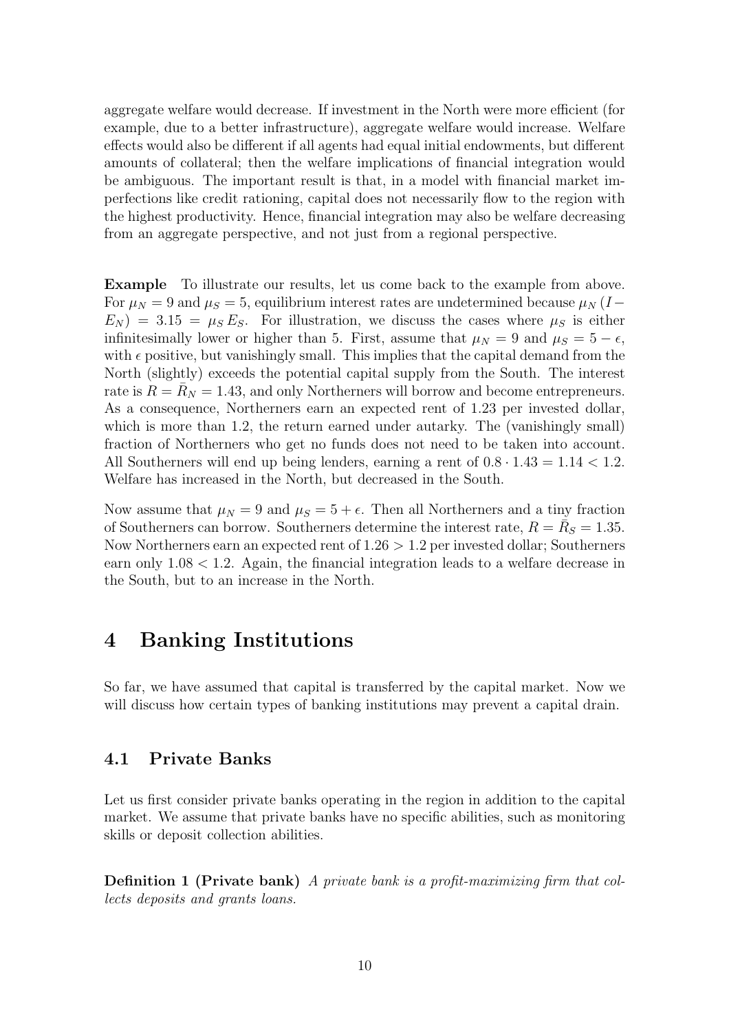aggregate welfare would decrease. If investment in the North were more efficient (for example, due to a better infrastructure), aggregate welfare would increase. Welfare effects would also be different if all agents had equal initial endowments, but different amounts of collateral; then the welfare implications of financial integration would be ambiguous. The important result is that, in a model with financial market imperfections like credit rationing, capital does not necessarily flow to the region with the highest productivity. Hence, financial integration may also be welfare decreasing from an aggregate perspective, and not just from a regional perspective.

**Example** To illustrate our results, let us come back to the example from above. For $\mu_N = 9$ and $\mu_S = 5$, equilibrium interest rates are undetermined because $\mu_N (I - E_N) = 3.15 = \mu_S E_S$. For illustration, we discuss the cases where $\mu_S$ is either infinitesimally lower or higher than 5. First, assume that $\mu_N = 9$ and $\mu_S = 5 - \epsilon$, with $\epsilon$ positive, but vanishingly small. This implies that the capital demand from the North (slightly) exceeds the potential capital supply from the South. The interest rate is $R = \bar{R}_N = 1.43$, and only Northerners will borrow and become entrepreneurs. As a consequence, Northerners earn an expected rent of 1.23 per invested dollar, which is more than 1.2, the return earned under autarky. The (vanishingly small) fraction of Northerners who get no funds does not need to be taken into account. All Southerners will end up being lenders, earning a rent of $0.8 \cdot 1.43 = 1.14 < 1.2$. Welfare has increased in the North, but decreased in the South.

Now assume that $\mu_N = 9$ and $\mu_S = 5 + \epsilon$. Then all Northerners and a tiny fraction of Southerners can borrow. Southerners determine the interest rate, $R = \bar{R}_S = 1.35$. Now Northerners earn an expected rent of $1.26 > 1.2$ per invested dollar; Southerners earn only $1.08 < 1.2$. Again, the financial integration leads to a welfare decrease in the South, but to an increase in the North.

# 4 Banking Institutions

So far, we have assumed that capital is transferred by the capital market. Now we will discuss how certain types of banking institutions may prevent a capital drain.

## 4.1 Private Banks

Let us first consider private banks operating in the region in addition to the capital market. We assume that private banks have no specific abilities, such as monitoring skills or deposit collection abilities.

**Definition 1 (Private bank)** *A private bank is a profit-maximizing firm that collects deposits and grants loans.*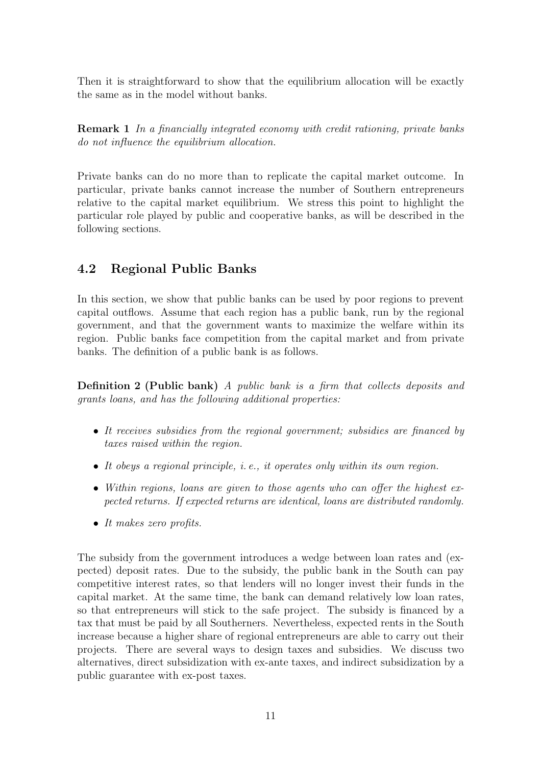Then it is straightforward to show that the equilibrium allocation will be exactly the same as in the model without banks.

**Remark 1** *In a financially integrated economy with credit rationing, private banks do not influence the equilibrium allocation.*

Private banks can do no more than to replicate the capital market outcome. In particular, private banks cannot increase the number of Southern entrepreneurs relative to the capital market equilibrium. We stress this point to highlight the particular role played by public and cooperative banks, as will be described in the following sections.

## 4.2 Regional Public Banks

In this section, we show that public banks can be used by poor regions to prevent capital outflows. Assume that each region has a public bank, run by the regional government, and that the government wants to maximize the welfare within its region. Public banks face competition from the capital market and from private banks. The definition of a public bank is as follows.

**Definition 2 (Public bank)** *A public bank is a firm that collects deposits and grants loans, and has the following additional properties:*

- *It receives subsidies from the regional government; subsidies are financed by taxes raised within the region.*
- *It obeys a regional principle, i. e., it operates only within its own region.*
- *Within regions, loans are given to those agents who can offer the highest expected returns. If expected returns are identical, loans are distributed randomly.*
- *It makes zero profits.*

The subsidy from the government introduces a wedge between loan rates and (expected) deposit rates. Due to the subsidy, the public bank in the South can pay competitive interest rates, so that lenders will no longer invest their funds in the capital market. At the same time, the bank can demand relatively low loan rates, so that entrepreneurs will stick to the safe project. The subsidy is financed by a tax that must be paid by all Southerners. Nevertheless, expected rents in the South increase because a higher share of regional entrepreneurs are able to carry out their projects. There are several ways to design taxes and subsidies. We discuss two alternatives, direct subsidization with ex-ante taxes, and indirect subsidization by a public guarantee with ex-post taxes.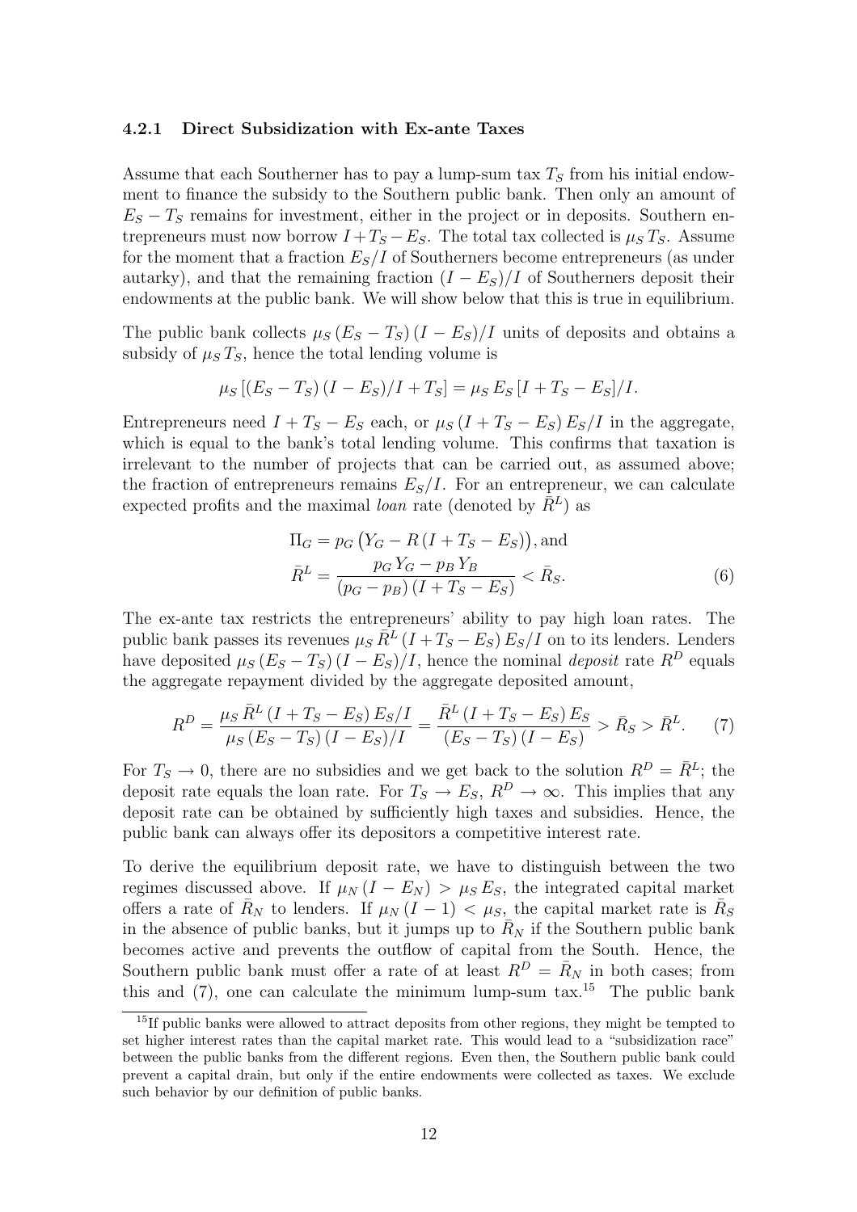### 4.2.1 Direct Subsidization with Ex-ante Taxes

Assume that each Southerner has to pay a lump-sum tax $T_S$ from his initial endowment to finance the subsidy to the Southern public bank. Then only an amount of $E_S - T_S$ remains for investment, either in the project or in deposits. Southern entrepreneurs must now borrow $I + T_S - E_S$. The total tax collected is $\mu_S T_S$. Assume for the moment that a fraction $E_S/I$ of Southerners become entrepreneurs (as under autarky), and that the remaining fraction $(I - E_S)/I$ of Southerners deposit their endowments at the public bank. We will show below that this is true in equilibrium.

The public bank collects $\mu_S (E_S - T_S)(I - E_S)/I$ units of deposits and obtains a subsidy of $\mu_S T_S$, hence the total lending volume is

$$\mu_S [(E_S - T_S)(I - E_S)/I + T_S] = \mu_S E_S [I + T_S - E_S]/I.$$

Entrepreneurs need $I + T_S - E_S$ each, or $\mu_S (I + T_S - E_S) E_S/I$ in the aggregate, which is equal to the bank's total lending volume. This confirms that taxation is irrelevant to the number of projects that can be carried out, as assumed above; the fraction of entrepreneurs remains $E_S/I$. For an entrepreneur, we can calculate expected profits and the maximal *loan* rate (denoted by $\bar{R}^L$) as

$$\Pi_G = p_G \left(Y_G - R\,(I + T_S - E_S)\right), \text{and}$$
$$\bar{R}^L = \frac{p_G Y_G - p_B Y_B}{(p_G - p_B)(I + T_S - E_S)} < \bar{R}_S. \tag{6}$$

The ex-ante tax restricts the entrepreneurs' ability to pay high loan rates. The public bank passes its revenues $\mu_S \bar{R}^L (I + T_S - E_S) E_S/I$ on to its lenders. Lenders have deposited $\mu_S (E_S - T_S)(I - E_S)/I$, hence the nominal *deposit* rate $R^D$ equals the aggregate repayment divided by the aggregate deposited amount,

$$R^D = \frac{\mu_S \bar{R}^L (I + T_S - E_S) E_S/I}{\mu_S (E_S - T_S)(I - E_S)/I} = \frac{\bar{R}^L (I + T_S - E_S) E_S}{(E_S - T_S)(I - E_S)} > \bar{R}_S > \bar{R}^L. \tag{7}$$

For $T_S \to 0$, there are no subsidies and we get back to the solution $R^D = \bar{R}^L$; the deposit rate equals the loan rate. For $T_S \to E_S$, $R^D \to \infty$. This implies that any deposit rate can be obtained by sufficiently high taxes and subsidies. Hence, the public bank can always offer its depositors a competitive interest rate.

To derive the equilibrium deposit rate, we have to distinguish between the two regimes discussed above. If $\mu_N (I - E_N) > \mu_S E_S$, the integrated capital market offers a rate of $\bar{R}_N$ to lenders. If $\mu_N (I - 1) < \mu_S$, the capital market rate is $\bar{R}_S$ in the absence of public banks, but it jumps up to $\bar{R}_N$ if the Southern public bank becomes active and prevents the outflow of capital from the South. Hence, the Southern public bank must offer a rate of at least $R^D = \bar{R}_N$ in both cases; from this and (7), one can calculate the minimum lump-sum tax.[15] The public bank

[15] If public banks were allowed to attract deposits from other regions, they might be tempted to set higher interest rates than the capital market rate. This would lead to a "subsidization race" between the public banks from the different regions. Even then, the Southern public bank could prevent a capital drain, but only if the entire endowments were collected as taxes. We exclude such behavior by our definition of public banks.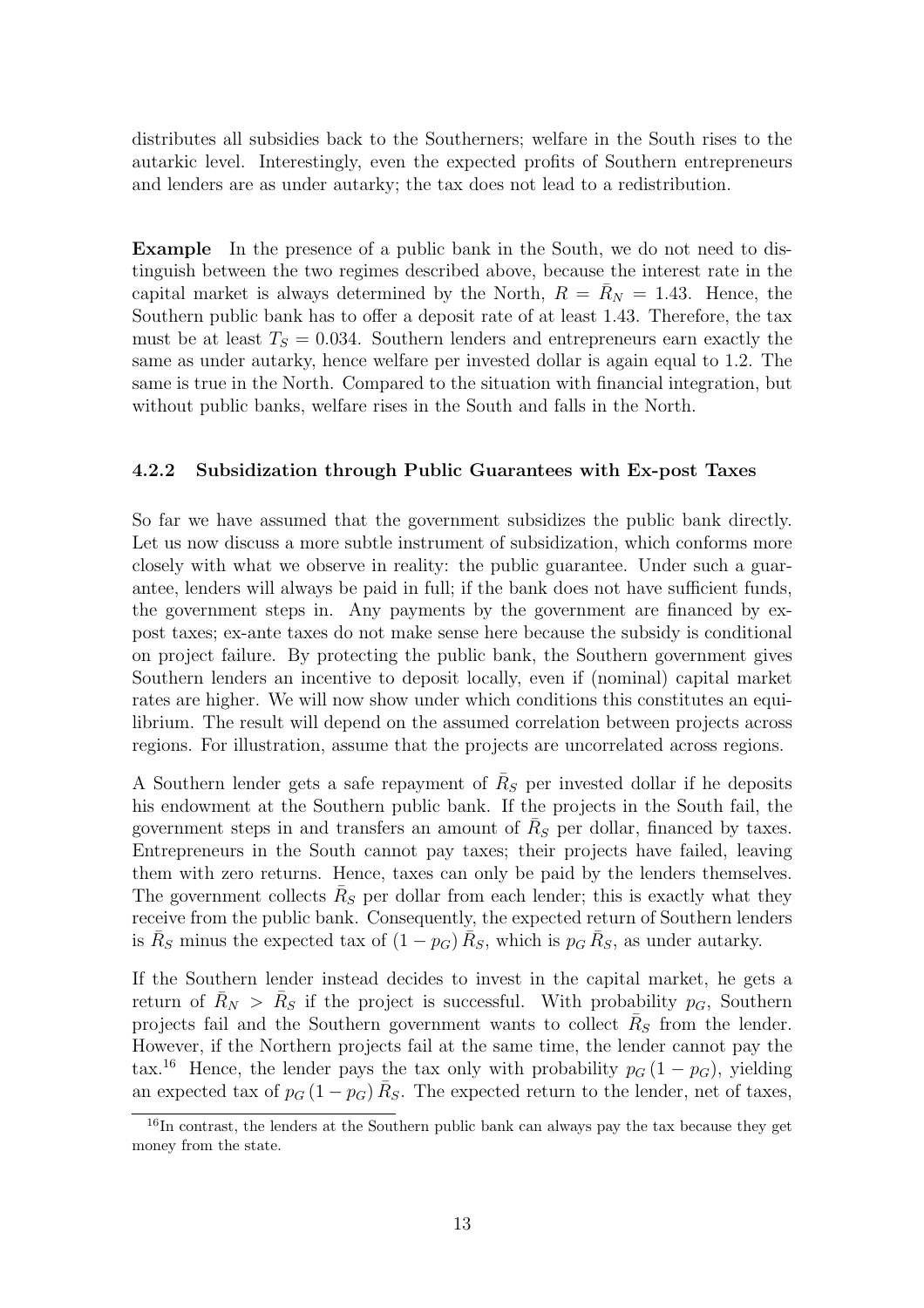distributes all subsidies back to the Southerners; welfare in the South rises to the autarkic level. Interestingly, even the expected profits of Southern entrepreneurs and lenders are as under autarky; the tax does not lead to a redistribution.

**Example** In the presence of a public bank in the South, we do not need to distinguish between the two regimes described above, because the interest rate in the capital market is always determined by the North, $R = \bar{R}_N = 1.43$. Hence, the Southern public bank has to offer a deposit rate of at least 1.43. Therefore, the tax must be at least $T_S = 0.034$. Southern lenders and entrepreneurs earn exactly the same as under autarky, hence welfare per invested dollar is again equal to 1.2. The same is true in the North. Compared to the situation with financial integration, but without public banks, welfare rises in the South and falls in the North.

### 4.2.2 Subsidization through Public Guarantees with Ex-post Taxes

So far we have assumed that the government subsidizes the public bank directly. Let us now discuss a more subtle instrument of subsidization, which conforms more closely with what we observe in reality: the public guarantee. Under such a guarantee, lenders will always be paid in full; if the bank does not have sufficient funds, the government steps in. Any payments by the government are financed by ex-post taxes; ex-ante taxes do not make sense here because the subsidy is conditional on project failure. By protecting the public bank, the Southern government gives Southern lenders an incentive to deposit locally, even if (nominal) capital market rates are higher. We will now show under which conditions this constitutes an equilibrium. The result will depend on the assumed correlation between projects across regions. For illustration, assume that the projects are uncorrelated across regions.

A Southern lender gets a safe repayment of $\bar{R}_S$ per invested dollar if he deposits his endowment at the Southern public bank. If the projects in the South fail, the government steps in and transfers an amount of $\bar{R}_S$ per dollar, financed by taxes. Entrepreneurs in the South cannot pay taxes; their projects have failed, leaving them with zero returns. Hence, taxes can only be paid by the lenders themselves. The government collects $\bar{R}_S$ per dollar from each lender; this is exactly what they receive from the public bank. Consequently, the expected return of Southern lenders is $\bar{R}_S$ minus the expected tax of $(1 - p_G)\,\bar{R}_S$, which is $p_G\,\bar{R}_S$, as under autarky.

If the Southern lender instead decides to invest in the capital market, he gets a return of $\bar{R}_N > \bar{R}_S$ if the project is successful. With probability $p_G$, Southern projects fail and the Southern government wants to collect $\bar{R}_S$ from the lender. However, if the Northern projects fail at the same time, the lender cannot pay the tax.[16] Hence, the lender pays the tax only with probability $p_G\,(1 - p_G)$, yielding an expected tax of $p_G\,(1 - p_G)\,\bar{R}_S$. The expected return to the lender, net of taxes,

[16] In contrast, the lenders at the Southern public bank can always pay the tax because they get money from the state.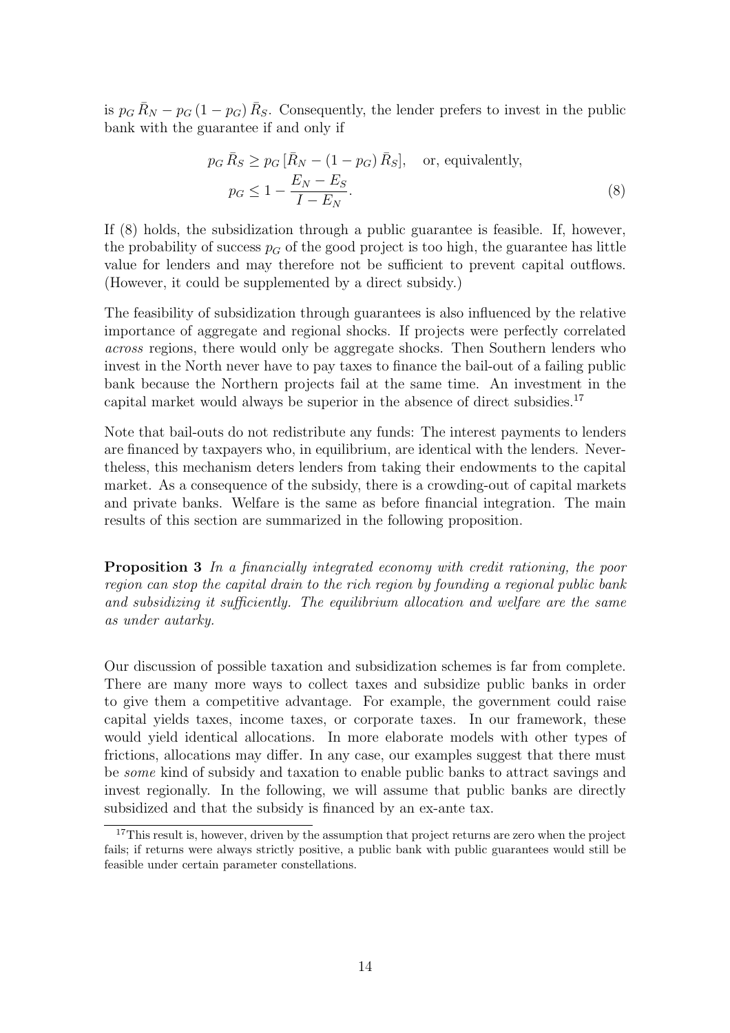is $p_G \bar{R}_N - p_G (1 - p_G) \bar{R}_S$. Consequently, the lender prefers to invest in the public bank with the guarantee if and only if

$$p_G \bar{R}_S \geq p_G [\bar{R}_N - (1 - p_G) \bar{R}_S], \quad \text{or, equivalently,}$$
$$p_G \leq 1 - \frac{E_N - E_S}{I - E_N}. \tag{8}$$

If (8) holds, the subsidization through a public guarantee is feasible. If, however, the probability of success $p_G$ of the good project is too high, the guarantee has little value for lenders and may therefore not be sufficient to prevent capital outflows. (However, it could be supplemented by a direct subsidy.)

The feasibility of subsidization through guarantees is also influenced by the relative importance of aggregate and regional shocks. If projects were perfectly correlated *across* regions, there would only be aggregate shocks. Then Southern lenders who invest in the North never have to pay taxes to finance the bail-out of a failing public bank because the Northern projects fail at the same time. An investment in the capital market would always be superior in the absence of direct subsidies.[17]

Note that bail-outs do not redistribute any funds: The interest payments to lenders are financed by taxpayers who, in equilibrium, are identical with the lenders. Nevertheless, this mechanism deters lenders from taking their endowments to the capital market. As a consequence of the subsidy, there is a crowding-out of capital markets and private banks. Welfare is the same as before financial integration. The main results of this section are summarized in the following proposition.

**Proposition 3** *In a financially integrated economy with credit rationing, the poor region can stop the capital drain to the rich region by founding a regional public bank and subsidizing it sufficiently. The equilibrium allocation and welfare are the same as under autarky.*

Our discussion of possible taxation and subsidization schemes is far from complete. There are many more ways to collect taxes and subsidize public banks in order to give them a competitive advantage. For example, the government could raise capital yields taxes, income taxes, or corporate taxes. In our framework, these would yield identical allocations. In more elaborate models with other types of frictions, allocations may differ. In any case, our examples suggest that there must be *some* kind of subsidy and taxation to enable public banks to attract savings and invest regionally. In the following, we will assume that public banks are directly subsidized and that the subsidy is financed by an ex-ante tax.

[17] This result is, however, driven by the assumption that project returns are zero when the project fails; if returns were always strictly positive, a public bank with public guarantees would still be feasible under certain parameter constellations.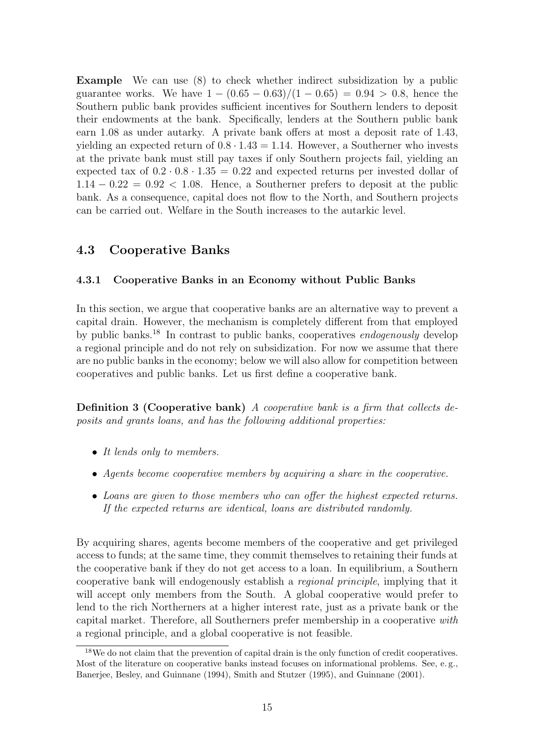**Example** We can use (8) to check whether indirect subsidization by a public guarantee works. We have $1 - (0.65 - 0.63)/(1 - 0.65) = 0.94 > 0.8$, hence the Southern public bank provides sufficient incentives for Southern lenders to deposit their endowments at the bank. Specifically, lenders at the Southern public bank earn 1.08 as under autarky. A private bank offers at most a deposit rate of 1.43, yielding an expected return of $0.8 \cdot 1.43 = 1.14$. However, a Southerner who invests at the private bank must still pay taxes if only Southern projects fail, yielding an expected tax of $0.2 \cdot 0.8 \cdot 1.35 = 0.22$ and expected returns per invested dollar of $1.14 - 0.22 = 0.92 < 1.08$. Hence, a Southerner prefers to deposit at the public bank. As a consequence, capital does not flow to the North, and Southern projects can be carried out. Welfare in the South increases to the autarkic level.

## 4.3 Cooperative Banks

### 4.3.1 Cooperative Banks in an Economy without Public Banks

In this section, we argue that cooperative banks are an alternative way to prevent a capital drain. However, the mechanism is completely different from that employed by public banks.[18] In contrast to public banks, cooperatives *endogenously* develop a regional principle and do not rely on subsidization. For now we assume that there are no public banks in the economy; below we will also allow for competition between cooperatives and public banks. Let us first define a cooperative bank.

**Definition 3 (Cooperative bank)** *A cooperative bank is a firm that collects deposits and grants loans, and has the following additional properties:*

- *It lends only to members.*
- *Agents become cooperative members by acquiring a share in the cooperative.*
- *Loans are given to those members who can offer the highest expected returns. If the expected returns are identical, loans are distributed randomly.*

By acquiring shares, agents become members of the cooperative and get privileged access to funds; at the same time, they commit themselves to retaining their funds at the cooperative bank if they do not get access to a loan. In equilibrium, a Southern cooperative bank will endogenously establish a *regional principle*, implying that it will accept only members from the South. A global cooperative would prefer to lend to the rich Northerners at a higher interest rate, just as a private bank or the capital market. Therefore, all Southerners prefer membership in a cooperative *with* a regional principle, and a global cooperative is not feasible.

[18] We do not claim that the prevention of capital drain is the only function of credit cooperatives. Most of the literature on cooperative banks instead focuses on informational problems. See, e. g., Banerjee, Besley, and Guinnane (1994), Smith and Stutzer (1995), and Guinnane (2001).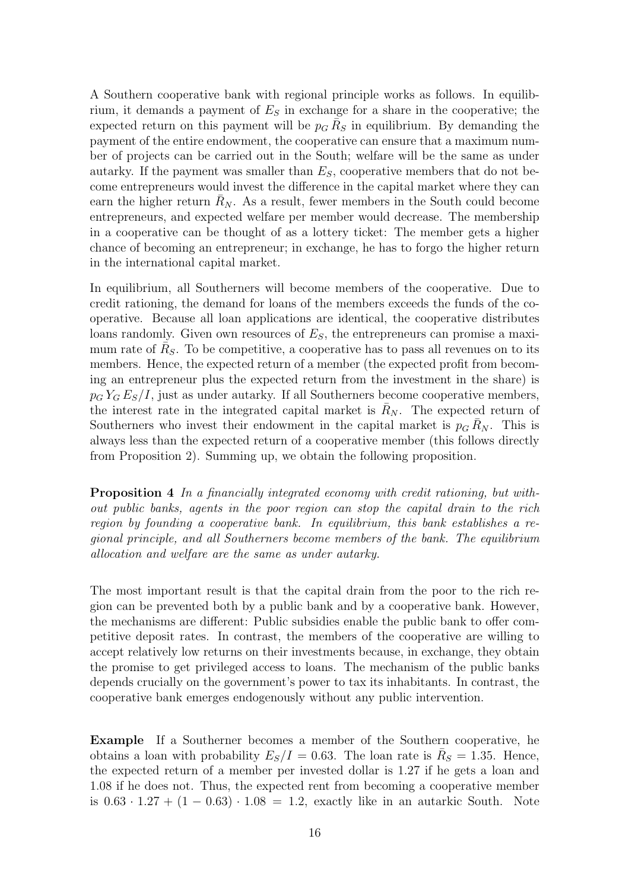A Southern cooperative bank with regional principle works as follows. In equilibrium, it demands a payment of $E_S$ in exchange for a share in the cooperative; the expected return on this payment will be $p_G \bar{R}_S$ in equilibrium. By demanding the payment of the entire endowment, the cooperative can ensure that a maximum number of projects can be carried out in the South; welfare will be the same as under autarky. If the payment was smaller than $E_S$, cooperative members that do not become entrepreneurs would invest the difference in the capital market where they can earn the higher return $\bar{R}_N$. As a result, fewer members in the South could become entrepreneurs, and expected welfare per member would decrease. The membership in a cooperative can be thought of as a lottery ticket: The member gets a higher chance of becoming an entrepreneur; in exchange, he has to forgo the higher return in the international capital market.

In equilibrium, all Southerners will become members of the cooperative. Due to credit rationing, the demand for loans of the members exceeds the funds of the cooperative. Because all loan applications are identical, the cooperative distributes loans randomly. Given own resources of $E_S$, the entrepreneurs can promise a maximum rate of $\bar{R}_S$. To be competitive, a cooperative has to pass all revenues on to its members. Hence, the expected return of a member (the expected profit from becoming an entrepreneur plus the expected return from the investment in the share) is $p_G Y_G E_S/I$, just as under autarky. If all Southerners become cooperative members, the interest rate in the integrated capital market is $\bar{R}_N$. The expected return of Southerners who invest their endowment in the capital market is $p_G \bar{R}_N$. This is always less than the expected return of a cooperative member (this follows directly from Proposition 2). Summing up, we obtain the following proposition.

**Proposition 4** *In a financially integrated economy with credit rationing, but without public banks, agents in the poor region can stop the capital drain to the rich region by founding a cooperative bank. In equilibrium, this bank establishes a regional principle, and all Southerners become members of the bank. The equilibrium allocation and welfare are the same as under autarky.*

The most important result is that the capital drain from the poor to the rich region can be prevented both by a public bank and by a cooperative bank. However, the mechanisms are different: Public subsidies enable the public bank to offer competitive deposit rates. In contrast, the members of the cooperative are willing to accept relatively low returns on their investments because, in exchange, they obtain the promise to get privileged access to loans. The mechanism of the public banks depends crucially on the government's power to tax its inhabitants. In contrast, the cooperative bank emerges endogenously without any public intervention.

**Example** If a Southerner becomes a member of the Southern cooperative, he obtains a loan with probability $E_S/I = 0.63$. The loan rate is $\bar{R}_S = 1.35$. Hence, the expected return of a member per invested dollar is 1.27 if he gets a loan and 1.08 if he does not. Thus, the expected rent from becoming a cooperative member is $0.63 \cdot 1.27 + (1 - 0.63) \cdot 1.08 = 1.2$, exactly like in an autarkic South. Note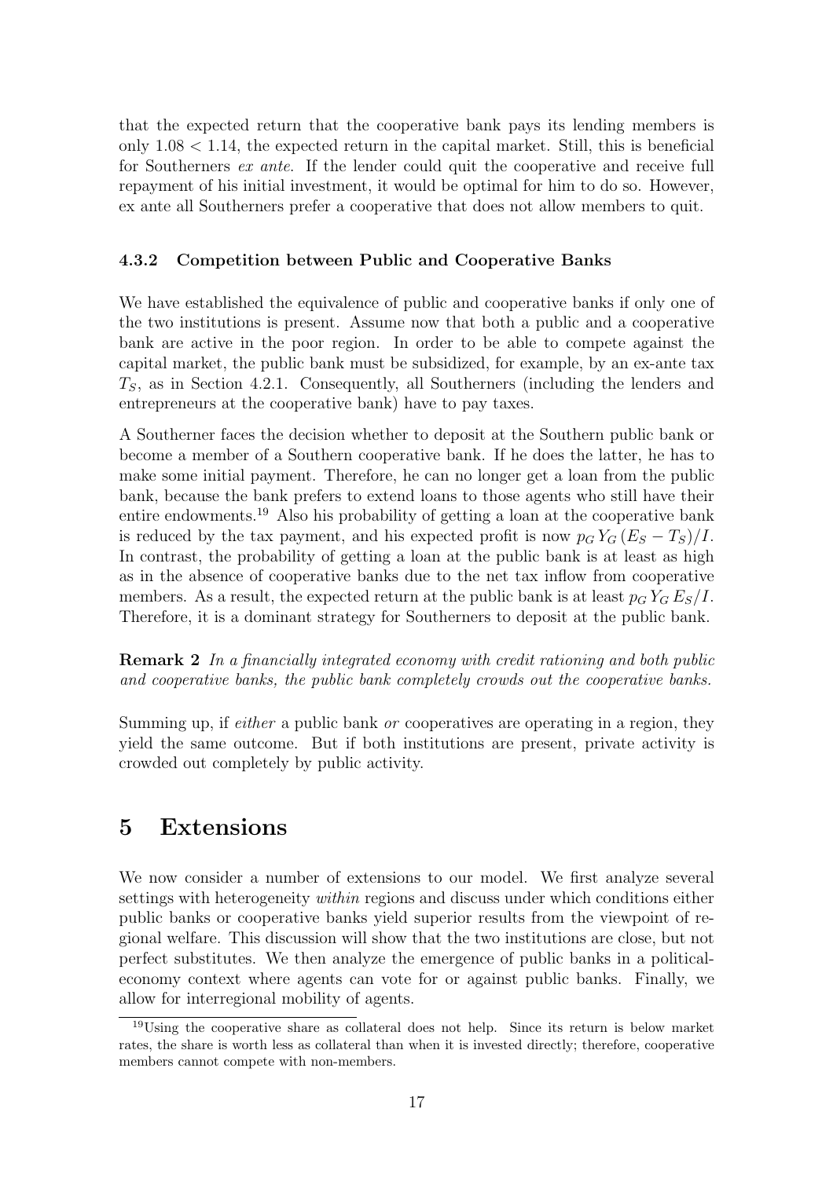that the expected return that the cooperative bank pays its lending members is only $1.08 < 1.14$, the expected return in the capital market. Still, this is beneficial for Southerners *ex ante*. If the lender could quit the cooperative and receive full repayment of his initial investment, it would be optimal for him to do so. However, ex ante all Southerners prefer a cooperative that does not allow members to quit.

### 4.3.2 Competition between Public and Cooperative Banks

We have established the equivalence of public and cooperative banks if only one of the two institutions is present. Assume now that both a public and a cooperative bank are active in the poor region. In order to be able to compete against the capital market, the public bank must be subsidized, for example, by an ex-ante tax $T_S$, as in Section 4.2.1. Consequently, all Southerners (including the lenders and entrepreneurs at the cooperative bank) have to pay taxes.

A Southerner faces the decision whether to deposit at the Southern public bank or become a member of a Southern cooperative bank. If he does the latter, he has to make some initial payment. Therefore, he can no longer get a loan from the public bank, because the bank prefers to extend loans to those agents who still have their entire endowments.[19] Also his probability of getting a loan at the cooperative bank is reduced by the tax payment, and his expected profit is now $p_G Y_G (E_S - T_S)/I$. In contrast, the probability of getting a loan at the public bank is at least as high as in the absence of cooperative banks due to the net tax inflow from cooperative members. As a result, the expected return at the public bank is at least $p_G Y_G E_S/I$. Therefore, it is a dominant strategy for Southerners to deposit at the public bank.

**Remark 2** *In a financially integrated economy with credit rationing and both public and cooperative banks, the public bank completely crowds out the cooperative banks.*

Summing up, if *either* a public bank *or* cooperatives are operating in a region, they yield the same outcome. But if both institutions are present, private activity is crowded out completely by public activity.

## 5 Extensions

We now consider a number of extensions to our model. We first analyze several settings with heterogeneity *within* regions and discuss under which conditions either public banks or cooperative banks yield superior results from the viewpoint of regional welfare. This discussion will show that the two institutions are close, but not perfect substitutes. We then analyze the emergence of public banks in a political-economy context where agents can vote for or against public banks. Finally, we allow for interregional mobility of agents.

[19] Using the cooperative share as collateral does not help. Since its return is below market rates, the share is worth less as collateral than when it is invested directly; therefore, cooperative members cannot compete with non-members.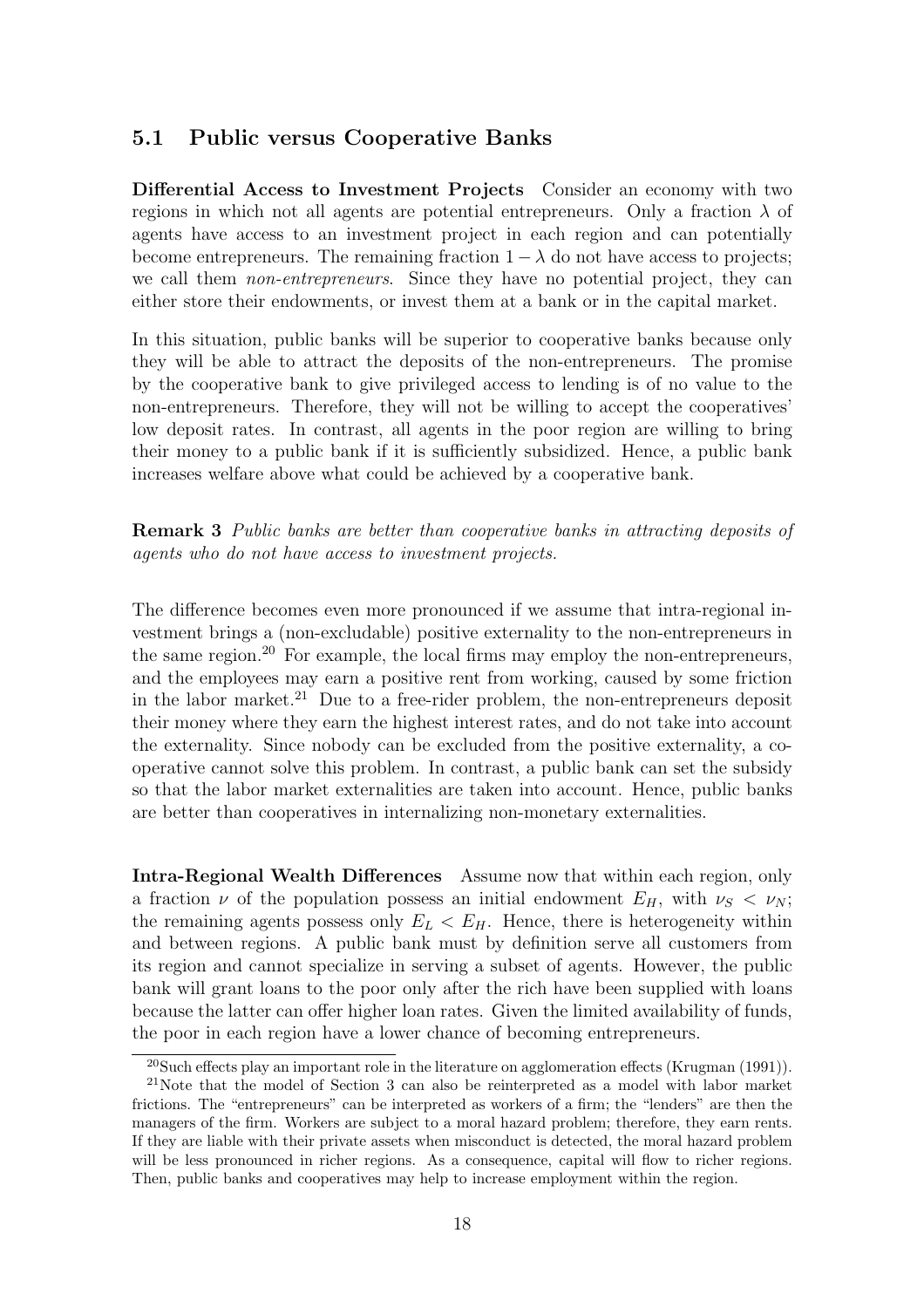## 5.1 Public versus Cooperative Banks

**Differential Access to Investment Projects** Consider an economy with two regions in which not all agents are potential entrepreneurs. Only a fraction $\lambda$ of agents have access to an investment project in each region and can potentially become entrepreneurs. The remaining fraction $1 - \lambda$ do not have access to projects; we call them *non-entrepreneurs*. Since they have no potential project, they can either store their endowments, or invest them at a bank or in the capital market.

In this situation, public banks will be superior to cooperative banks because only they will be able to attract the deposits of the non-entrepreneurs. The promise by the cooperative bank to give privileged access to lending is of no value to the non-entrepreneurs. Therefore, they will not be willing to accept the cooperatives' low deposit rates. In contrast, all agents in the poor region are willing to bring their money to a public bank if it is sufficiently subsidized. Hence, a public bank increases welfare above what could be achieved by a cooperative bank.

**Remark 3** *Public banks are better than cooperative banks in attracting deposits of agents who do not have access to investment projects.*

The difference becomes even more pronounced if we assume that intra-regional investment brings a (non-excludable) positive externality to the non-entrepreneurs in the same region.[20] For example, the local firms may employ the non-entrepreneurs, and the employees may earn a positive rent from working, caused by some friction in the labor market.[21] Due to a free-rider problem, the non-entrepreneurs deposit their money where they earn the highest interest rates, and do not take into account the externality. Since nobody can be excluded from the positive externality, a cooperative cannot solve this problem. In contrast, a public bank can set the subsidy so that the labor market externalities are taken into account. Hence, public banks are better than cooperatives in internalizing non-monetary externalities.

**Intra-Regional Wealth Differences** Assume now that within each region, only a fraction $\nu$ of the population possess an initial endowment $E_H$, with $\nu_S < \nu_N$; the remaining agents possess only $E_L < E_H$. Hence, there is heterogeneity within and between regions. A public bank must by definition serve all customers from its region and cannot specialize in serving a subset of agents. However, the public bank will grant loans to the poor only after the rich have been supplied with loans because the latter can offer higher loan rates. Given the limited availability of funds, the poor in each region have a lower chance of becoming entrepreneurs.

[20] Such effects play an important role in the literature on agglomeration effects (Krugman (1991)).

[21] Note that the model of Section 3 can also be reinterpreted as a model with labor market frictions. The "entrepreneurs" can be interpreted as workers of a firm; the "lenders" are then the managers of the firm. Workers are subject to a moral hazard problem; therefore, they earn rents. If they are liable with their private assets when misconduct is detected, the moral hazard problem will be less pronounced in richer regions. As a consequence, capital will flow to richer regions. Then, public banks and cooperatives may help to increase employment within the region.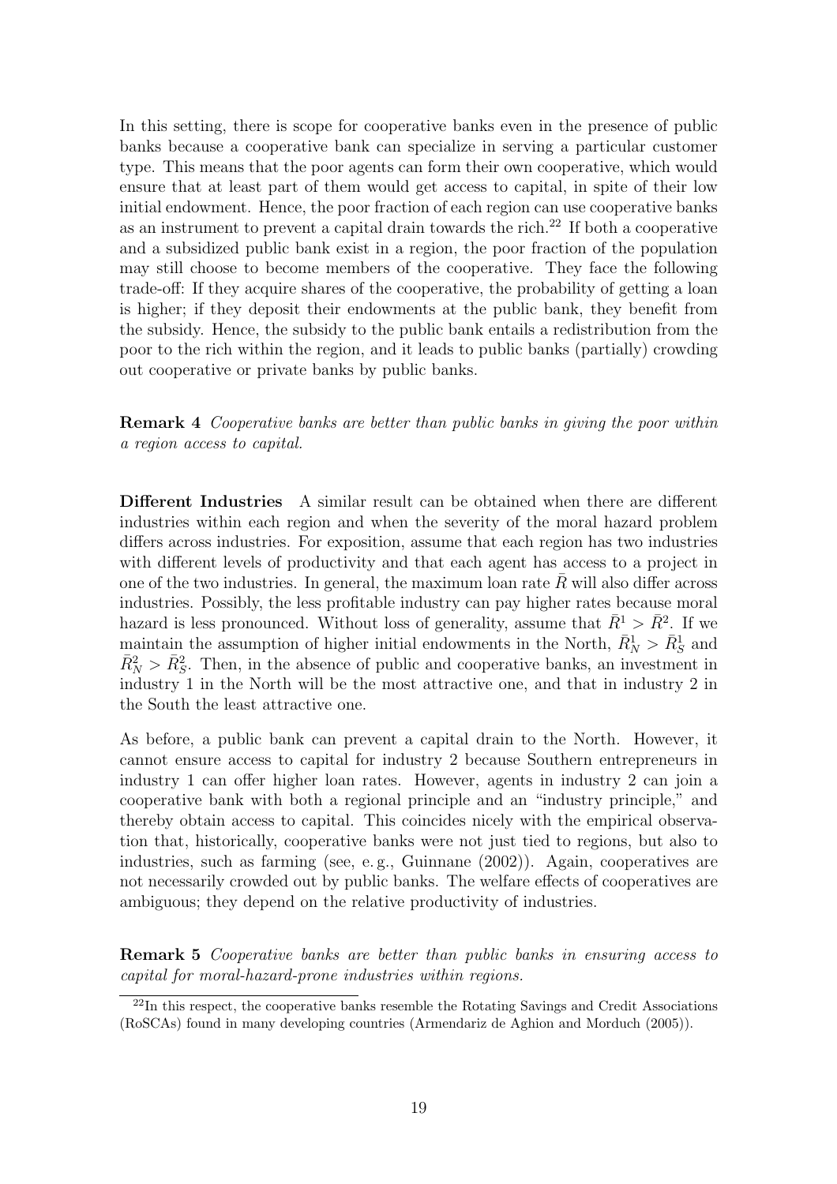In this setting, there is scope for cooperative banks even in the presence of public banks because a cooperative bank can specialize in serving a particular customer type. This means that the poor agents can form their own cooperative, which would ensure that at least part of them would get access to capital, in spite of their low initial endowment. Hence, the poor fraction of each region can use cooperative banks as an instrument to prevent a capital drain towards the rich.[22] If both a cooperative and a subsidized public bank exist in a region, the poor fraction of the population may still choose to become members of the cooperative. They face the following trade-off: If they acquire shares of the cooperative, the probability of getting a loan is higher; if they deposit their endowments at the public bank, they benefit from the subsidy. Hence, the subsidy to the public bank entails a redistribution from the poor to the rich within the region, and it leads to public banks (partially) crowding out cooperative or private banks by public banks.

**Remark 4** *Cooperative banks are better than public banks in giving the poor within a region access to capital.*

**Different Industries** A similar result can be obtained when there are different industries within each region and when the severity of the moral hazard problem differs across industries. For exposition, assume that each region has two industries with different levels of productivity and that each agent has access to a project in one of the two industries. In general, the maximum loan rate $\bar{R}$ will also differ across industries. Possibly, the less profitable industry can pay higher rates because moral hazard is less pronounced. Without loss of generality, assume that $\bar{R}^1 > \bar{R}^2$. If we maintain the assumption of higher initial endowments in the North, $\bar{R}^1_N > \bar{R}^1_S$ and $\bar{R}^2_N > \bar{R}^2_S$. Then, in the absence of public and cooperative banks, an investment in industry 1 in the North will be the most attractive one, and that in industry 2 in the South the least attractive one.

As before, a public bank can prevent a capital drain to the North. However, it cannot ensure access to capital for industry 2 because Southern entrepreneurs in industry 1 can offer higher loan rates. However, agents in industry 2 can join a cooperative bank with both a regional principle and an "industry principle," and thereby obtain access to capital. This coincides nicely with the empirical observation that, historically, cooperative banks were not just tied to regions, but also to industries, such as farming (see, e. g., Guinnane (2002)). Again, cooperatives are not necessarily crowded out by public banks. The welfare effects of cooperatives are ambiguous; they depend on the relative productivity of industries.

**Remark 5** *Cooperative banks are better than public banks in ensuring access to capital for moral-hazard-prone industries within regions.*

[22] In this respect, the cooperative banks resemble the Rotating Savings and Credit Associations (RoSCAs) found in many developing countries (Armendariz de Aghion and Morduch (2005)).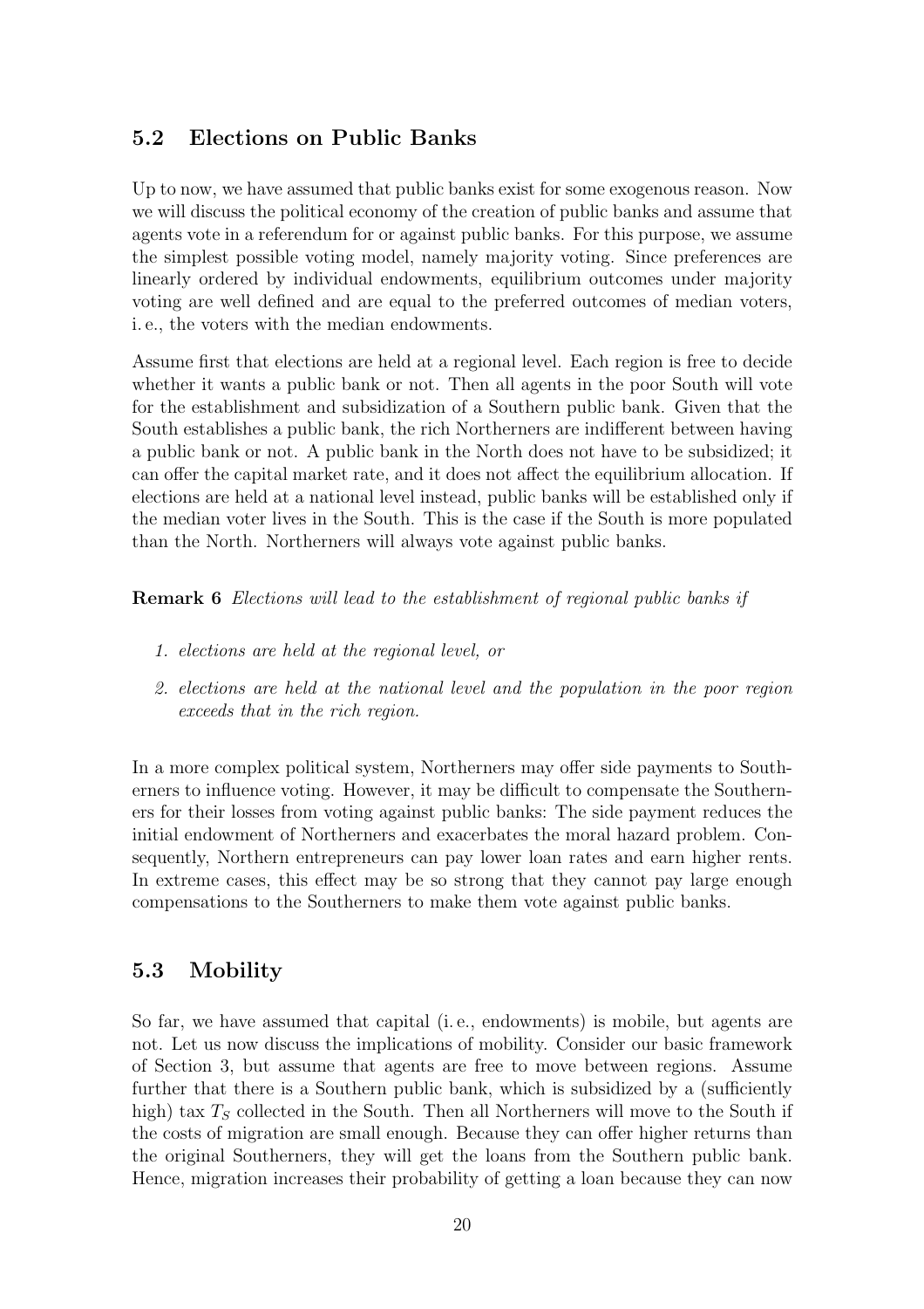## 5.2 Elections on Public Banks

Up to now, we have assumed that public banks exist for some exogenous reason. Now we will discuss the political economy of the creation of public banks and assume that agents vote in a referendum for or against public banks. For this purpose, we assume the simplest possible voting model, namely majority voting. Since preferences are linearly ordered by individual endowments, equilibrium outcomes under majority voting are well defined and are equal to the preferred outcomes of median voters, i. e., the voters with the median endowments.

Assume first that elections are held at a regional level. Each region is free to decide whether it wants a public bank or not. Then all agents in the poor South will vote for the establishment and subsidization of a Southern public bank. Given that the South establishes a public bank, the rich Northerners are indifferent between having a public bank or not. A public bank in the North does not have to be subsidized; it can offer the capital market rate, and it does not affect the equilibrium allocation. If elections are held at a national level instead, public banks will be established only if the median voter lives in the South. This is the case if the South is more populated than the North. Northerners will always vote against public banks.

**Remark 6** *Elections will lead to the establishment of regional public banks if*

1. *elections are held at the regional level, or*
2. *elections are held at the national level and the population in the poor region exceeds that in the rich region.*

In a more complex political system, Northerners may offer side payments to Southerners to influence voting. However, it may be difficult to compensate the Southerners for their losses from voting against public banks: The side payment reduces the initial endowment of Northerners and exacerbates the moral hazard problem. Consequently, Northern entrepreneurs can pay lower loan rates and earn higher rents. In extreme cases, this effect may be so strong that they cannot pay large enough compensations to the Southerners to make them vote against public banks.

## 5.3 Mobility

So far, we have assumed that capital (i. e., endowments) is mobile, but agents are not. Let us now discuss the implications of mobility. Consider our basic framework of Section 3, but assume that agents are free to move between regions. Assume further that there is a Southern public bank, which is subsidized by a (sufficiently high) tax $T_S$ collected in the South. Then all Northerners will move to the South if the costs of migration are small enough. Because they can offer higher returns than the original Southerners, they will get the loans from the Southern public bank. Hence, migration increases their probability of getting a loan because they can now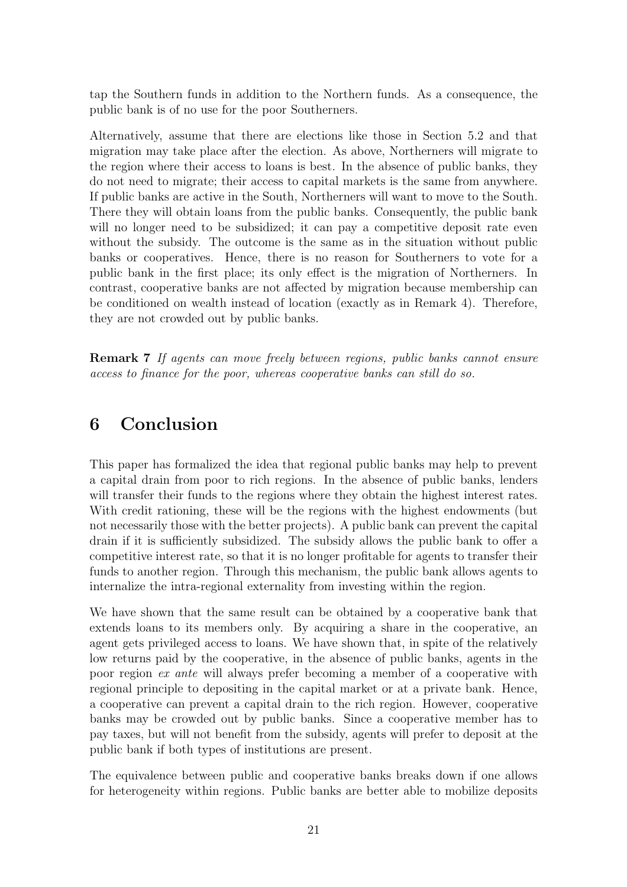tap the Southern funds in addition to the Northern funds. As a consequence, the public bank is of no use for the poor Southerners.

Alternatively, assume that there are elections like those in Section 5.2 and that migration may take place after the election. As above, Northerners will migrate to the region where their access to loans is best. In the absence of public banks, they do not need to migrate; their access to capital markets is the same from anywhere. If public banks are active in the South, Northerners will want to move to the South. There they will obtain loans from the public banks. Consequently, the public bank will no longer need to be subsidized; it can pay a competitive deposit rate even without the subsidy. The outcome is the same as in the situation without public banks or cooperatives. Hence, there is no reason for Southerners to vote for a public bank in the first place; its only effect is the migration of Northerners. In contrast, cooperative banks are not affected by migration because membership can be conditioned on wealth instead of location (exactly as in Remark 4). Therefore, they are not crowded out by public banks.

**Remark 7** *If agents can move freely between regions, public banks cannot ensure access to finance for the poor, whereas cooperative banks can still do so.*

# 6 Conclusion

This paper has formalized the idea that regional public banks may help to prevent a capital drain from poor to rich regions. In the absence of public banks, lenders will transfer their funds to the regions where they obtain the highest interest rates. With credit rationing, these will be the regions with the highest endowments (but not necessarily those with the better projects). A public bank can prevent the capital drain if it is sufficiently subsidized. The subsidy allows the public bank to offer a competitive interest rate, so that it is no longer profitable for agents to transfer their funds to another region. Through this mechanism, the public bank allows agents to internalize the intra-regional externality from investing within the region.

We have shown that the same result can be obtained by a cooperative bank that extends loans to its members only. By acquiring a share in the cooperative, an agent gets privileged access to loans. We have shown that, in spite of the relatively low returns paid by the cooperative, in the absence of public banks, agents in the poor region *ex ante* will always prefer becoming a member of a cooperative with regional principle to depositing in the capital market or at a private bank. Hence, a cooperative can prevent a capital drain to the rich region. However, cooperative banks may be crowded out by public banks. Since a cooperative member has to pay taxes, but will not benefit from the subsidy, agents will prefer to deposit at the public bank if both types of institutions are present.

The equivalence between public and cooperative banks breaks down if one allows for heterogeneity within regions. Public banks are better able to mobilize deposits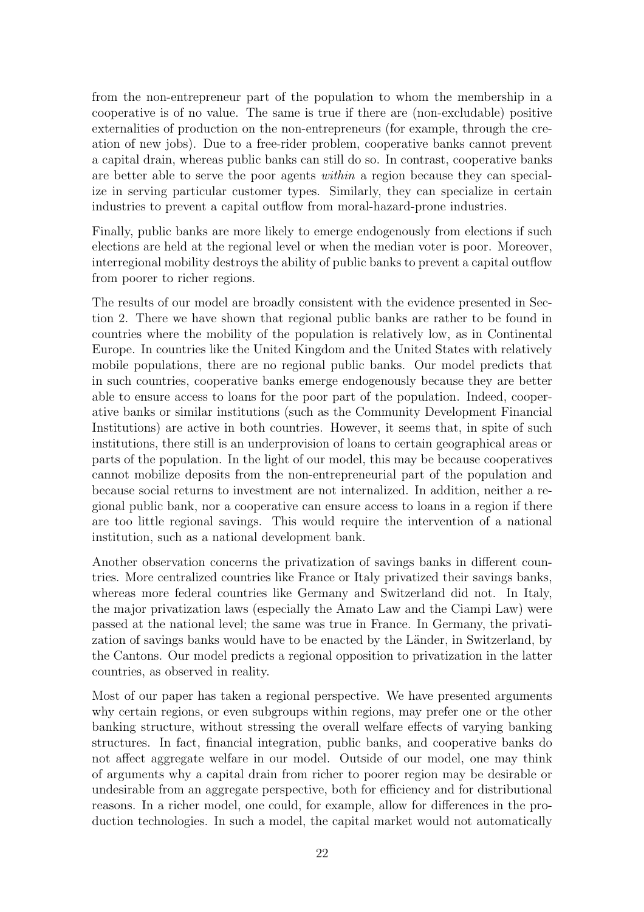from the non-entrepreneur part of the population to whom the membership in a cooperative is of no value. The same is true if there are (non-excludable) positive externalities of production on the non-entrepreneurs (for example, through the creation of new jobs). Due to a free-rider problem, cooperative banks cannot prevent a capital drain, whereas public banks can still do so. In contrast, cooperative banks are better able to serve the poor agents *within* a region because they can specialize in serving particular customer types. Similarly, they can specialize in certain industries to prevent a capital outflow from moral-hazard-prone industries.

Finally, public banks are more likely to emerge endogenously from elections if such elections are held at the regional level or when the median voter is poor. Moreover, interregional mobility destroys the ability of public banks to prevent a capital outflow from poorer to richer regions.

The results of our model are broadly consistent with the evidence presented in Section 2. There we have shown that regional public banks are rather to be found in countries where the mobility of the population is relatively low, as in Continental Europe. In countries like the United Kingdom and the United States with relatively mobile populations, there are no regional public banks. Our model predicts that in such countries, cooperative banks emerge endogenously because they are better able to ensure access to loans for the poor part of the population. Indeed, cooperative banks or similar institutions (such as the Community Development Financial Institutions) are active in both countries. However, it seems that, in spite of such institutions, there still is an underprovision of loans to certain geographical areas or parts of the population. In the light of our model, this may be because cooperatives cannot mobilize deposits from the non-entrepreneurial part of the population and because social returns to investment are not internalized. In addition, neither a regional public bank, nor a cooperative can ensure access to loans in a region if there are too little regional savings. This would require the intervention of a national institution, such as a national development bank.

Another observation concerns the privatization of savings banks in different countries. More centralized countries like France or Italy privatized their savings banks, whereas more federal countries like Germany and Switzerland did not. In Italy, the major privatization laws (especially the Amato Law and the Ciampi Law) were passed at the national level; the same was true in France. In Germany, the privatization of savings banks would have to be enacted by the Länder, in Switzerland, by the Cantons. Our model predicts a regional opposition to privatization in the latter countries, as observed in reality.

Most of our paper has taken a regional perspective. We have presented arguments why certain regions, or even subgroups within regions, may prefer one or the other banking structure, without stressing the overall welfare effects of varying banking structures. In fact, financial integration, public banks, and cooperative banks do not affect aggregate welfare in our model. Outside of our model, one may think of arguments why a capital drain from richer to poorer region may be desirable or undesirable from an aggregate perspective, both for efficiency and for distributional reasons. In a richer model, one could, for example, allow for differences in the production technologies. In such a model, the capital market would not automatically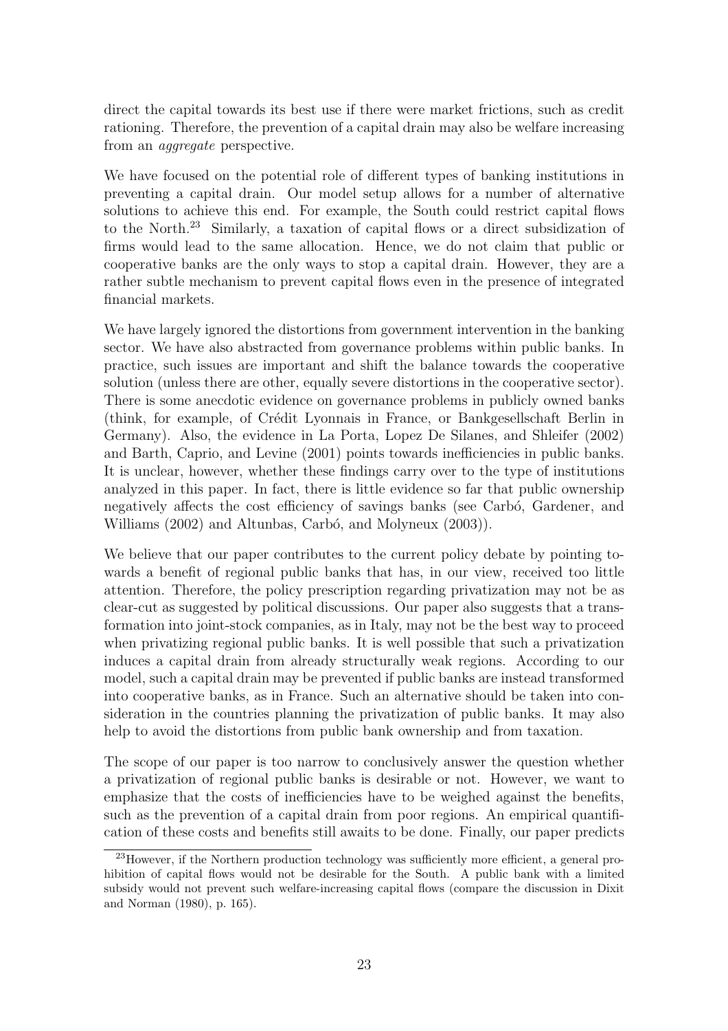direct the capital towards its best use if there were market frictions, such as credit rationing. Therefore, the prevention of a capital drain may also be welfare increasing from an *aggregate* perspective.

We have focused on the potential role of different types of banking institutions in preventing a capital drain. Our model setup allows for a number of alternative solutions to achieve this end. For example, the South could restrict capital flows to the North.[23] Similarly, a taxation of capital flows or a direct subsidization of firms would lead to the same allocation. Hence, we do not claim that public or cooperative banks are the only ways to stop a capital drain. However, they are a rather subtle mechanism to prevent capital flows even in the presence of integrated financial markets.

We have largely ignored the distortions from government intervention in the banking sector. We have also abstracted from governance problems within public banks. In practice, such issues are important and shift the balance towards the cooperative solution (unless there are other, equally severe distortions in the cooperative sector). There is some anecdotic evidence on governance problems in publicly owned banks (think, for example, of Crédit Lyonnais in France, or Bankgesellschaft Berlin in Germany). Also, the evidence in La Porta, Lopez De Silanes, and Shleifer (2002) and Barth, Caprio, and Levine (2001) points towards inefficiencies in public banks. It is unclear, however, whether these findings carry over to the type of institutions analyzed in this paper. In fact, there is little evidence so far that public ownership negatively affects the cost efficiency of savings banks (see Carbó, Gardener, and Williams (2002) and Altunbas, Carbó, and Molyneux (2003)).

We believe that our paper contributes to the current policy debate by pointing towards a benefit of regional public banks that has, in our view, received too little attention. Therefore, the policy prescription regarding privatization may not be as clear-cut as suggested by political discussions. Our paper also suggests that a transformation into joint-stock companies, as in Italy, may not be the best way to proceed when privatizing regional public banks. It is well possible that such a privatization induces a capital drain from already structurally weak regions. According to our model, such a capital drain may be prevented if public banks are instead transformed into cooperative banks, as in France. Such an alternative should be taken into consideration in the countries planning the privatization of public banks. It may also help to avoid the distortions from public bank ownership and from taxation.

The scope of our paper is too narrow to conclusively answer the question whether a privatization of regional public banks is desirable or not. However, we want to emphasize that the costs of inefficiencies have to be weighed against the benefits, such as the prevention of a capital drain from poor regions. An empirical quantification of these costs and benefits still awaits to be done. Finally, our paper predicts

[23] However, if the Northern production technology was sufficiently more efficient, a general prohibition of capital flows would not be desirable for the South. A public bank with a limited subsidy would not prevent such welfare-increasing capital flows (compare the discussion in Dixit and Norman (1980), p. 165).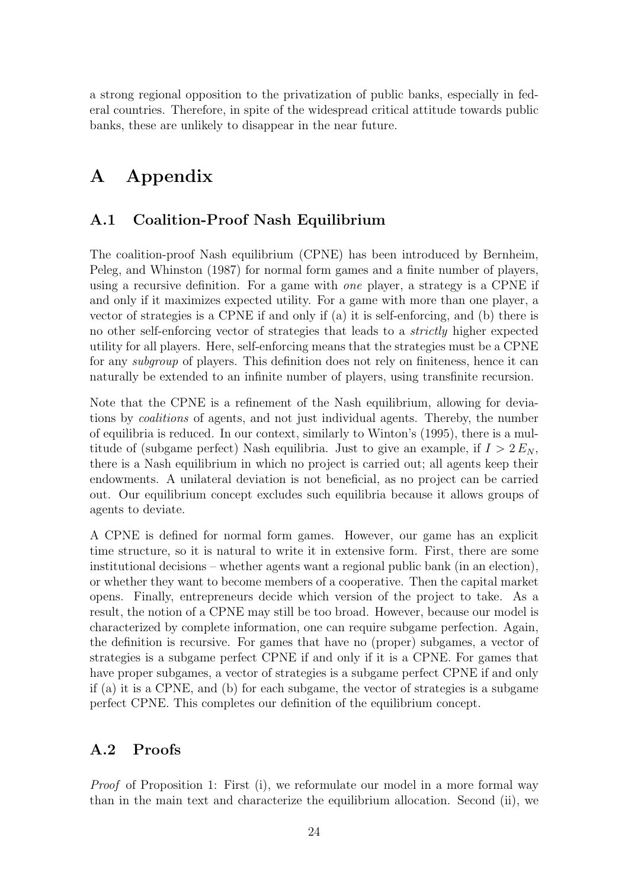a strong regional opposition to the privatization of public banks, especially in federal countries. Therefore, in spite of the widespread critical attitude towards public banks, these are unlikely to disappear in the near future.

# A Appendix

## A.1 Coalition-Proof Nash Equilibrium

The coalition-proof Nash equilibrium (CPNE) has been introduced by Bernheim, Peleg, and Whinston (1987) for normal form games and a finite number of players, using a recursive definition. For a game with *one* player, a strategy is a CPNE if and only if it maximizes expected utility. For a game with more than one player, a vector of strategies is a CPNE if and only if (a) it is self-enforcing, and (b) there is no other self-enforcing vector of strategies that leads to a *strictly* higher expected utility for all players. Here, self-enforcing means that the strategies must be a CPNE for any *subgroup* of players. This definition does not rely on finiteness, hence it can naturally be extended to an infinite number of players, using transfinite recursion.

Note that the CPNE is a refinement of the Nash equilibrium, allowing for deviations by *coalitions* of agents, and not just individual agents. Thereby, the number of equilibria is reduced. In our context, similarly to Winton's (1995), there is a multitude of (subgame perfect) Nash equilibria. Just to give an example, if $I > 2\,E_N$, there is a Nash equilibrium in which no project is carried out; all agents keep their endowments. A unilateral deviation is not beneficial, as no project can be carried out. Our equilibrium concept excludes such equilibria because it allows groups of agents to deviate.

A CPNE is defined for normal form games. However, our game has an explicit time structure, so it is natural to write it in extensive form. First, there are some institutional decisions – whether agents want a regional public bank (in an election), or whether they want to become members of a cooperative. Then the capital market opens. Finally, entrepreneurs decide which version of the project to take. As a result, the notion of a CPNE may still be too broad. However, because our model is characterized by complete information, one can require subgame perfection. Again, the definition is recursive. For games that have no (proper) subgames, a vector of strategies is a subgame perfect CPNE if and only if it is a CPNE. For games that have proper subgames, a vector of strategies is a subgame perfect CPNE if and only if (a) it is a CPNE, and (b) for each subgame, the vector of strategies is a subgame perfect CPNE. This completes our definition of the equilibrium concept.

## A.2 Proofs

*Proof* of Proposition 1: First (i), we reformulate our model in a more formal way than in the main text and characterize the equilibrium allocation. Second (ii), we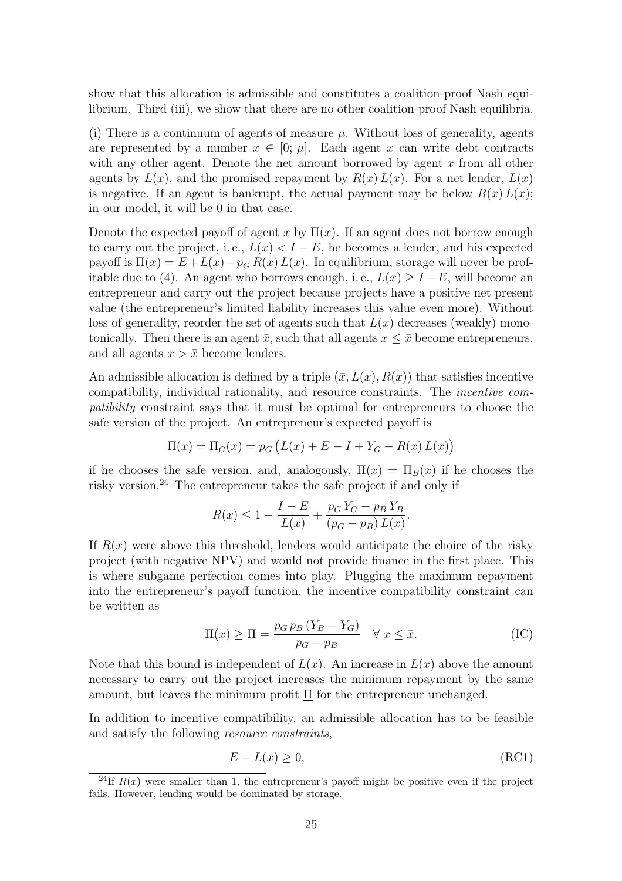show that this allocation is admissible and constitutes a coalition-proof Nash equilibrium. Third (iii), we show that there are no other coalition-proof Nash equilibria.

(i) There is a continuum of agents of measure $\mu$. Without loss of generality, agents are represented by a number $x \in [0; \mu]$. Each agent $x$ can write debt contracts with any other agent. Denote the net amount borrowed by agent $x$ from all other agents by $L(x)$, and the promised repayment by $R(x)\,L(x)$. For a net lender, $L(x)$ is negative. If an agent is bankrupt, the actual payment may be below $R(x)\,L(x)$; in our model, it will be 0 in that case.

Denote the expected payoff of agent $x$ by $\Pi(x)$. If an agent does not borrow enough to carry out the project, i. e., $L(x) < I - E$, he becomes a lender, and his expected payoff is $\Pi(x) = E + L(x) - p_G\,R(x)\,L(x)$. In equilibrium, storage will never be profitable due to (4). An agent who borrows enough, i. e., $L(x) \geq I - E$, will become an entrepreneur and carry out the project because projects have a positive net present value (the entrepreneur's limited liability increases this value even more). Without loss of generality, reorder the set of agents such that $L(x)$ decreases (weakly) monotonically. Then there is an agent $\bar{x}$, such that all agents $x \leq \bar{x}$ become entrepreneurs, and all agents $x > \bar{x}$ become lenders.

An admissible allocation is defined by a triple $(\bar{x}, L(x), R(x))$ that satisfies incentive compatibility, individual rationality, and resource constraints. The *incentive compatibility* constraint says that it must be optimal for entrepreneurs to choose the safe version of the project. An entrepreneur's expected payoff is

$$\Pi(x) = \Pi_G(x) = p_G\left(L(x) + E - I + Y_G - R(x)\,L(x)\right)$$

if he chooses the safe version, and, analogously, $\Pi(x) = \Pi_B(x)$ if he chooses the risky version.[24] The entrepreneur takes the safe project if and only if

$$R(x) \leq 1 - \frac{I-E}{L(x)} + \frac{p_G\,Y_G - p_B\,Y_B}{(p_G - p_B)\,L(x)}.$$

If $R(x)$ were above this threshold, lenders would anticipate the choice of the risky project (with negative NPV) and would not provide finance in the first place. This is where subgame perfection comes into play. Plugging the maximum repayment into the entrepreneur's payoff function, the incentive compatibility constraint can be written as

$$\Pi(x) \geq \underline{\Pi} = \frac{p_G\,p_B\,(Y_B - Y_G)}{p_G - p_B} \quad \forall\ x \leq \bar{x}. \tag{IC}$$

Note that this bound is independent of $L(x)$. An increase in $L(x)$ above the amount necessary to carry out the project increases the minimum repayment by the same amount, but leaves the minimum profit $\underline{\Pi}$ for the entrepreneur unchanged.

In addition to incentive compatibility, an admissible allocation has to be feasible and satisfy the following *resource constraints*,

$$E + L(x) \geq 0, \tag{RC1}$$

[24] If $R(x)$ were smaller than 1, the entrepreneur's payoff might be positive even if the project fails. However, lending would be dominated by storage.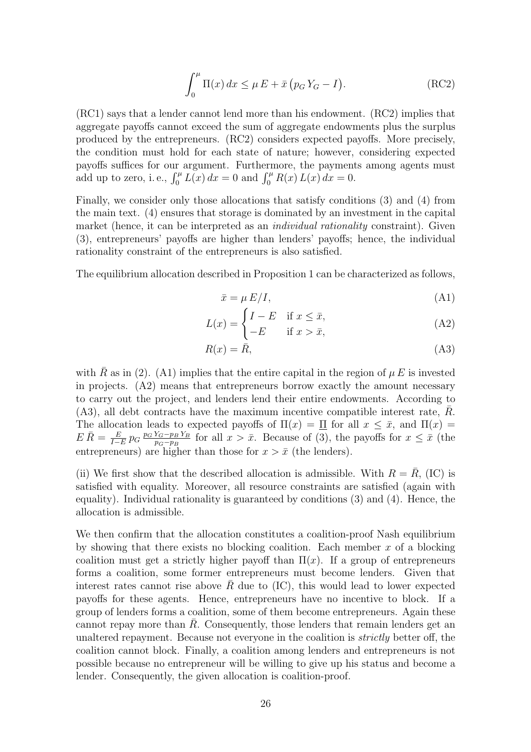$$\int_0^{\mu} \Pi(x)\,dx \le \mu\,E + \bar{x}\,\big(p_G\,Y_G - I\big). \tag{RC2}$$

(RC1) says that a lender cannot lend more than his endowment. (RC2) implies that aggregate payoffs cannot exceed the sum of aggregate endowments plus the surplus produced by the entrepreneurs. (RC2) considers expected payoffs. More precisely, the condition must hold for each state of nature; however, considering expected payoffs suffices for our argument. Furthermore, the payments among agents must add up to zero, i. e., $\int_0^{\mu} L(x)\,dx = 0$ and $\int_0^{\mu} R(x)\,L(x)\,dx = 0$.

Finally, we consider only those allocations that satisfy conditions (3) and (4) from the main text. (4) ensures that storage is dominated by an investment in the capital market (hence, it can be interpreted as an *individual rationality* constraint). Given (3), entrepreneurs' payoffs are higher than lenders' payoffs; hence, the individual rationality constraint of the entrepreneurs is also satisfied.

The equilibrium allocation described in Proposition 1 can be characterized as follows,

$$\bar{x} = \mu\,E/I, \tag{A1}$$

$$L(x) = \begin{cases} I - E & \text{if } x \le \bar{x}, \\ -E & \text{if } x > \bar{x}, \end{cases} \tag{A2}$$

$$R(x) = \bar{R}, \tag{A3}$$

with $\bar{R}$ as in (2). (A1) implies that the entire capital in the region of $\mu\,E$ is invested in projects. (A2) means that entrepreneurs borrow exactly the amount necessary to carry out the project, and lenders lend their entire endowments. According to (A3), all debt contracts have the maximum incentive compatible interest rate, $\bar{R}$. The allocation leads to expected payoffs of $\Pi(x) = \underline{\Pi}$ for all $x \le \bar{x}$, and $\Pi(x) = E\,\bar{R} = \frac{E}{I-E}\,p_G\,\frac{p_G\,Y_G - p_B\,Y_B}{p_G - p_B}$ for all $x > \bar{x}$. Because of (3), the payoffs for $x \le \bar{x}$ (the entrepreneurs) are higher than those for $x > \bar{x}$ (the lenders).

(ii) We first show that the described allocation is admissible. With $R = \bar{R}$, (IC) is satisfied with equality. Moreover, all resource constraints are satisfied (again with equality). Individual rationality is guaranteed by conditions (3) and (4). Hence, the allocation is admissible.

We then confirm that the allocation constitutes a coalition-proof Nash equilibrium by showing that there exists no blocking coalition. Each member $x$ of a blocking coalition must get a strictly higher payoff than $\Pi(x)$. If a group of entrepreneurs forms a coalition, some former entrepreneurs must become lenders. Given that interest rates cannot rise above $\bar{R}$ due to (IC), this would lead to lower expected payoffs for these agents. Hence, entrepreneurs have no incentive to block. If a group of lenders forms a coalition, some of them become entrepreneurs. Again these cannot repay more than $\bar{R}$. Consequently, those lenders that remain lenders get an unaltered repayment. Because not everyone in the coalition is *strictly* better off, the coalition cannot block. Finally, a coalition among lenders and entrepreneurs is not possible because no entrepreneur will be willing to give up his status and become a lender. Consequently, the given allocation is coalition-proof.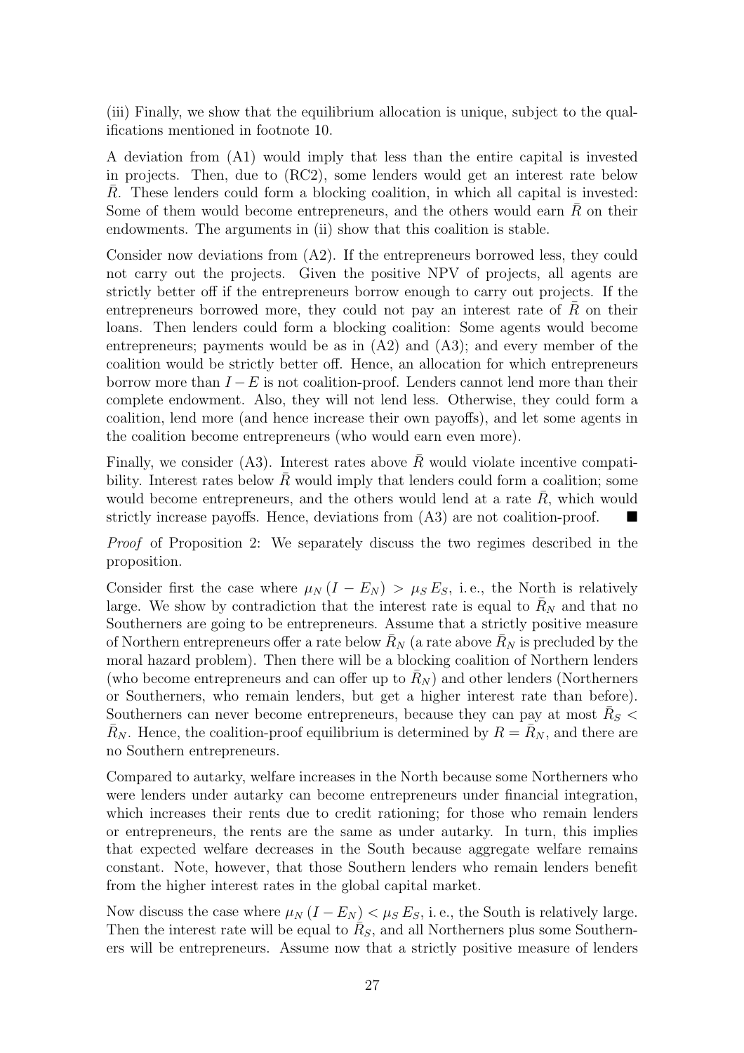(iii) Finally, we show that the equilibrium allocation is unique, subject to the qualifications mentioned in footnote 10.

A deviation from (A1) would imply that less than the entire capital is invested in projects. Then, due to (RC2), some lenders would get an interest rate below $\bar{R}$. These lenders could form a blocking coalition, in which all capital is invested: Some of them would become entrepreneurs, and the others would earn $\bar{R}$ on their endowments. The arguments in (ii) show that this coalition is stable.

Consider now deviations from (A2). If the entrepreneurs borrowed less, they could not carry out the projects. Given the positive NPV of projects, all agents are strictly better off if the entrepreneurs borrow enough to carry out projects. If the entrepreneurs borrowed more, they could not pay an interest rate of $\bar{R}$ on their loans. Then lenders could form a blocking coalition: Some agents would become entrepreneurs; payments would be as in (A2) and (A3); and every member of the coalition would be strictly better off. Hence, an allocation for which entrepreneurs borrow more than $I - E$ is not coalition-proof. Lenders cannot lend more than their complete endowment. Also, they will not lend less. Otherwise, they could form a coalition, lend more (and hence increase their own payoffs), and let some agents in the coalition become entrepreneurs (who would earn even more).

Finally, we consider (A3). Interest rates above $\bar{R}$ would violate incentive compatibility. Interest rates below $\bar{R}$ would imply that lenders could form a coalition; some would become entrepreneurs, and the others would lend at a rate $\bar{R}$, which would strictly increase payoffs. Hence, deviations from (A3) are not coalition-proof. ∎

*Proof* of Proposition 2: We separately discuss the two regimes described in the proposition.

Consider first the case where $\mu_N (I - E_N) > \mu_S E_S$, i. e., the North is relatively large. We show by contradiction that the interest rate is equal to $\bar{R}_N$ and that no Southerners are going to be entrepreneurs. Assume that a strictly positive measure of Northern entrepreneurs offer a rate below $\bar{R}_N$ (a rate above $\bar{R}_N$ is precluded by the moral hazard problem). Then there will be a blocking coalition of Northern lenders (who become entrepreneurs and can offer up to $\bar{R}_N$) and other lenders (Northerners or Southerners, who remain lenders, but get a higher interest rate than before). Southerners can never become entrepreneurs, because they can pay at most $\bar{R}_S < \bar{R}_N$. Hence, the coalition-proof equilibrium is determined by $R = \bar{R}_N$, and there are no Southern entrepreneurs.

Compared to autarky, welfare increases in the North because some Northerners who were lenders under autarky can become entrepreneurs under financial integration, which increases their rents due to credit rationing; for those who remain lenders or entrepreneurs, the rents are the same as under autarky. In turn, this implies that expected welfare decreases in the South because aggregate welfare remains constant. Note, however, that those Southern lenders who remain lenders benefit from the higher interest rates in the global capital market.

Now discuss the case where $\mu_N (I - E_N) < \mu_S E_S$, i. e., the South is relatively large. Then the interest rate will be equal to $\bar{R}_S$, and all Northerners plus some Southerners will be entrepreneurs. Assume now that a strictly positive measure of lenders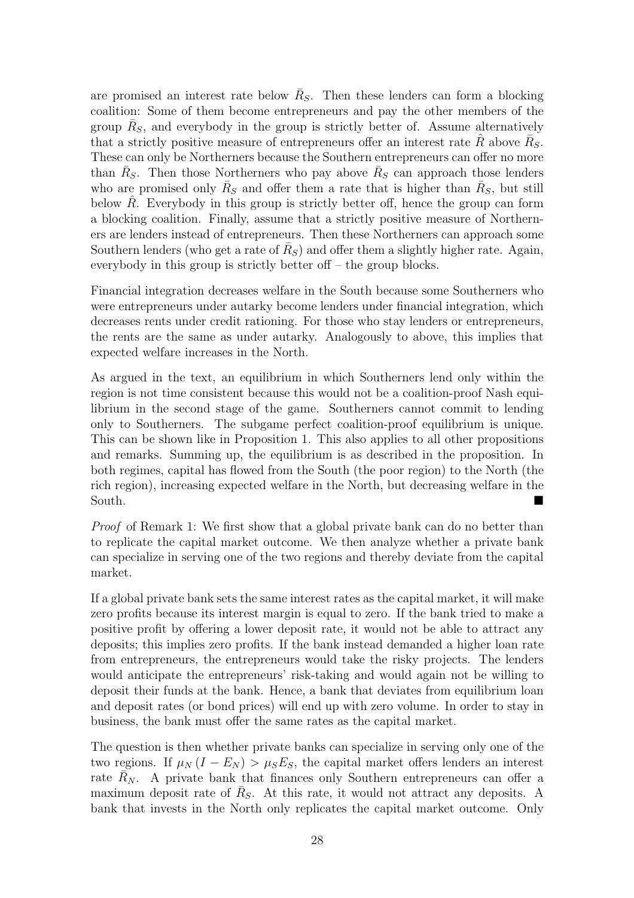are promised an interest rate below $\bar{R}_S$. Then these lenders can form a blocking coalition: Some of them become entrepreneurs and pay the other members of the group $\bar{R}_S$, and everybody in the group is strictly better of. Assume alternatively that a strictly positive measure of entrepreneurs offer an interest rate $\hat{R}$ above $\bar{R}_S$. These can only be Northerners because the Southern entrepreneurs can offer no more than $\bar{R}_S$. Then those Northerners who pay above $\bar{R}_S$ can approach those lenders who are promised only $\bar{R}_S$ and offer them a rate that is higher than $\bar{R}_S$, but still below $\hat{R}$. Everybody in this group is strictly better off, hence the group can form a blocking coalition. Finally, assume that a strictly positive measure of Northerners are lenders instead of entrepreneurs. Then these Northerners can approach some Southern lenders (who get a rate of $\bar{R}_S$) and offer them a slightly higher rate. Again, everybody in this group is strictly better off – the group blocks.

Financial integration decreases welfare in the South because some Southerners who were entrepreneurs under autarky become lenders under financial integration, which decreases rents under credit rationing. For those who stay lenders or entrepreneurs, the rents are the same as under autarky. Analogously to above, this implies that expected welfare increases in the North.

As argued in the text, an equilibrium in which Southerners lend only within the region is not time consistent because this would not be a coalition-proof Nash equilibrium in the second stage of the game. Southerners cannot commit to lending only to Southerners. The subgame perfect coalition-proof equilibrium is unique. This can be shown like in Proposition 1. This also applies to all other propositions and remarks. Summing up, the equilibrium is as described in the proposition. In both regimes, capital has flowed from the South (the poor region) to the North (the rich region), increasing expected welfare in the North, but decreasing welfare in the South. ■

*Proof* of Remark 1: We first show that a global private bank can do no better than to replicate the capital market outcome. We then analyze whether a private bank can specialize in serving one of the two regions and thereby deviate from the capital market.

If a global private bank sets the same interest rates as the capital market, it will make zero profits because its interest margin is equal to zero. If the bank tried to make a positive profit by offering a lower deposit rate, it would not be able to attract any deposits; this implies zero profits. If the bank instead demanded a higher loan rate from entrepreneurs, the entrepreneurs would take the risky projects. The lenders would anticipate the entrepreneurs' risk-taking and would again not be willing to deposit their funds at the bank. Hence, a bank that deviates from equilibrium loan and deposit rates (or bond prices) will end up with zero volume. In order to stay in business, the bank must offer the same rates as the capital market.

The question is then whether private banks can specialize in serving only one of the two regions. If $\mu_N (I - E_N) > \mu_S E_S$, the capital market offers lenders an interest rate $\bar{R}_N$. A private bank that finances only Southern entrepreneurs can offer a maximum deposit rate of $\bar{R}_S$. At this rate, it would not attract any deposits. A bank that invests in the North only replicates the capital market outcome. Only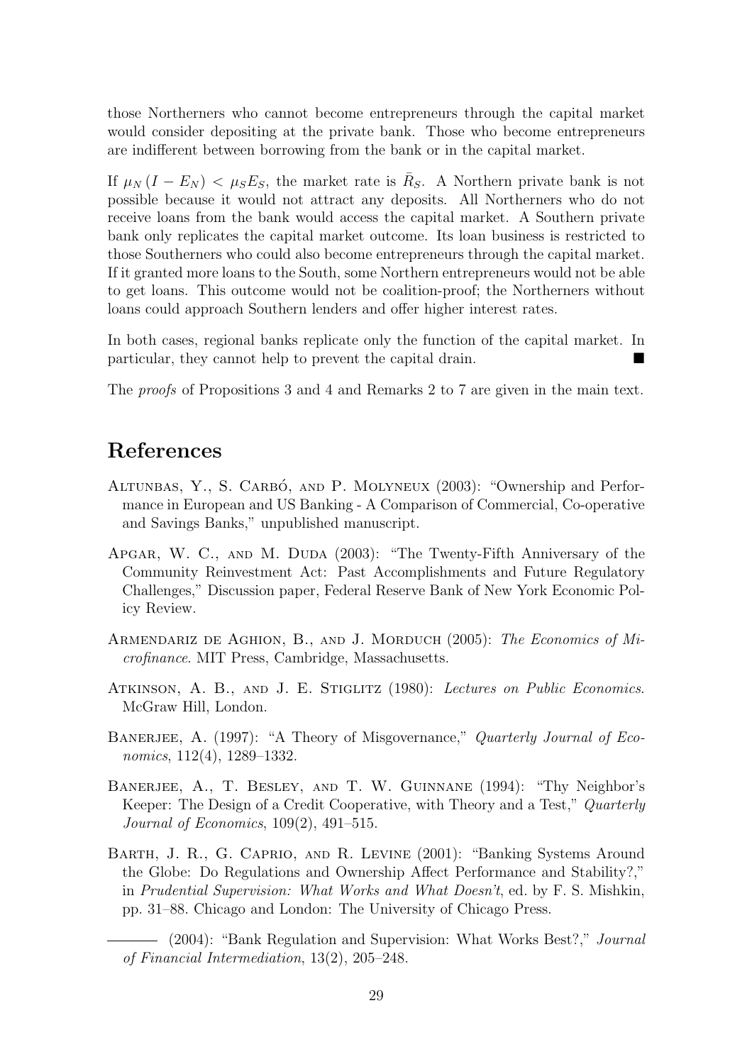those Northerners who cannot become entrepreneurs through the capital market would consider depositing at the private bank. Those who become entrepreneurs are indifferent between borrowing from the bank or in the capital market.

If $\mu_N (I - E_N) < \mu_S E_S$, the market rate is $\bar{R}_S$. A Northern private bank is not possible because it would not attract any deposits. All Northerners who do not receive loans from the bank would access the capital market. A Southern private bank only replicates the capital market outcome. Its loan business is restricted to those Southerners who could also become entrepreneurs through the capital market. If it granted more loans to the South, some Northern entrepreneurs would not be able to get loans. This outcome would not be coalition-proof; the Northerners without loans could approach Southern lenders and offer higher interest rates.

In both cases, regional banks replicate only the function of the capital market. In particular, they cannot help to prevent the capital drain. ■

The *proofs* of Propositions 3 and 4 and Remarks 2 to 7 are given in the main text.

# References

Altunbas, Y., S. Carbó, and P. Molyneux (2003): "Ownership and Performance in European and US Banking - A Comparison of Commercial, Co-operative and Savings Banks," unpublished manuscript.

Apgar, W. C., and M. Duda (2003): "The Twenty-Fifth Anniversary of the Community Reinvestment Act: Past Accomplishments and Future Regulatory Challenges," Discussion paper, Federal Reserve Bank of New York Economic Policy Review.

Armendariz de Aghion, B., and J. Morduch (2005): *The Economics of Microfinance*. MIT Press, Cambridge, Massachusetts.

Atkinson, A. B., and J. E. Stiglitz (1980): *Lectures on Public Economics*. McGraw Hill, London.

Banerjee, A. (1997): "A Theory of Misgovernance," *Quarterly Journal of Economics*, 112(4), 1289–1332.

Banerjee, A., T. Besley, and T. W. Guinnane (1994): "Thy Neighbor's Keeper: The Design of a Credit Cooperative, with Theory and a Test," *Quarterly Journal of Economics*, 109(2), 491–515.

Barth, J. R., G. Caprio, and R. Levine (2001): "Banking Systems Around the Globe: Do Regulations and Ownership Affect Performance and Stability?," in *Prudential Supervision: What Works and What Doesn't*, ed. by F. S. Mishkin, pp. 31–88. Chicago and London: The University of Chicago Press.

——— (2004): "Bank Regulation and Supervision: What Works Best?," *Journal of Financial Intermediation*, 13(2), 205–248.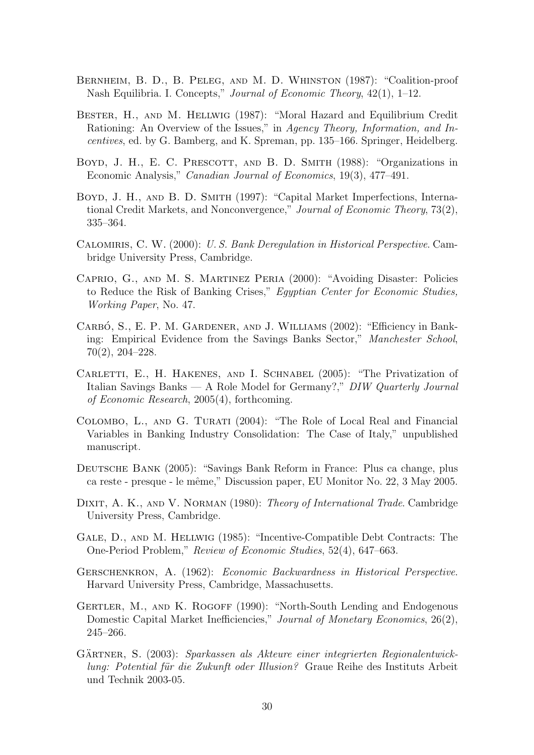Bernheim, B. D., B. Peleg, and M. D. Whinston (1987): "Coalition-proof Nash Equilibria. I. Concepts," *Journal of Economic Theory*, 42(1), 1–12.

Bester, H., and M. Hellwig (1987): "Moral Hazard and Equilibrium Credit Rationing: An Overview of the Issues," in *Agency Theory, Information, and Incentives*, ed. by G. Bamberg, and K. Spreman, pp. 135–166. Springer, Heidelberg.

Boyd, J. H., E. C. Prescott, and B. D. Smith (1988): "Organizations in Economic Analysis," *Canadian Journal of Economics*, 19(3), 477–491.

Boyd, J. H., and B. D. Smith (1997): "Capital Market Imperfections, International Credit Markets, and Nonconvergence," *Journal of Economic Theory*, 73(2), 335–364.

Calomiris, C. W. (2000): *U. S. Bank Deregulation in Historical Perspective.* Cambridge University Press, Cambridge.

Caprio, G., and M. S. Martinez Peria (2000): "Avoiding Disaster: Policies to Reduce the Risk of Banking Crises," *Egyptian Center for Economic Studies, Working Paper*, No. 47.

Carbó, S., E. P. M. Gardener, and J. Williams (2002): "Efficiency in Banking: Empirical Evidence from the Savings Banks Sector," *Manchester School*, 70(2), 204–228.

Carletti, E., H. Hakenes, and I. Schnabel (2005): "The Privatization of Italian Savings Banks — A Role Model for Germany?," *DIW Quarterly Journal of Economic Research*, 2005(4), forthcoming.

Colombo, L., and G. Turati (2004): "The Role of Local Real and Financial Variables in Banking Industry Consolidation: The Case of Italy," unpublished manuscript.

Deutsche Bank (2005): "Savings Bank Reform in France: Plus ca change, plus ca reste - presque - le même," Discussion paper, EU Monitor No. 22, 3 May 2005.

Dixit, A. K., and V. Norman (1980): *Theory of International Trade*. Cambridge University Press, Cambridge.

Gale, D., and M. Hellwig (1985): "Incentive-Compatible Debt Contracts: The One-Period Problem," *Review of Economic Studies*, 52(4), 647–663.

Gerschenkron, A. (1962): *Economic Backwardness in Historical Perspective*. Harvard University Press, Cambridge, Massachusetts.

Gertler, M., and K. Rogoff (1990): "North-South Lending and Endogenous Domestic Capital Market Inefficiencies," *Journal of Monetary Economics*, 26(2), 245–266.

Gärtner, S. (2003): *Sparkassen als Akteure einer integrierten Regionalentwicklung: Potential für die Zukunft oder Illusion?* Graue Reihe des Instituts Arbeit und Technik 2003-05.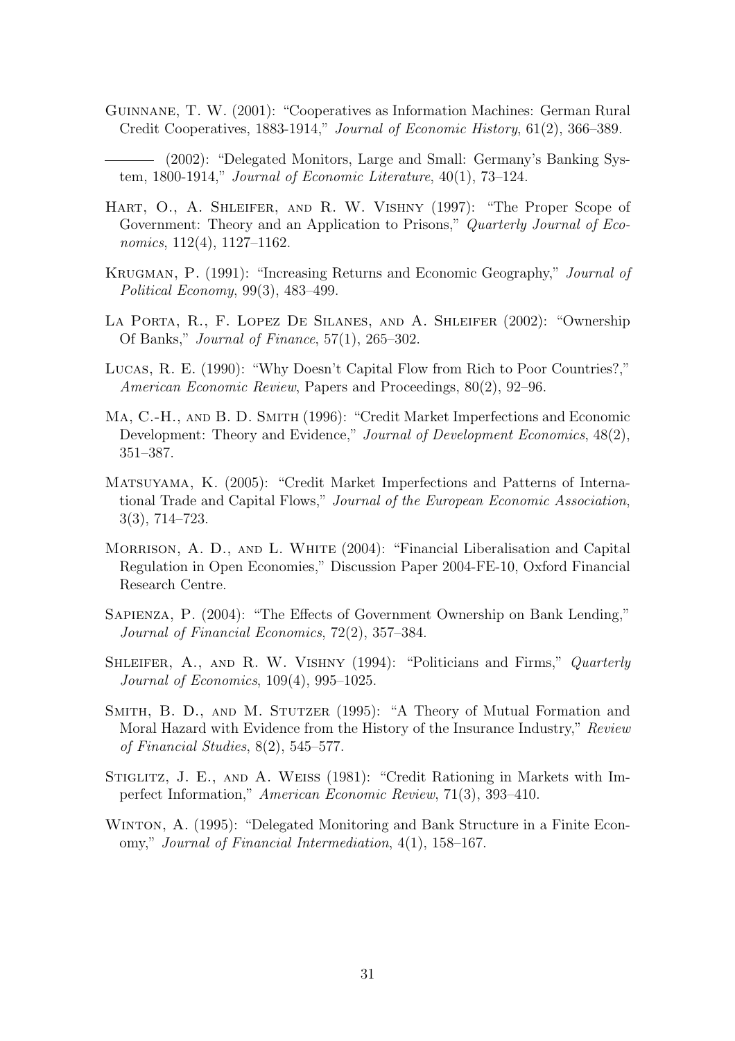Guinnane, T. W. (2001): "Cooperatives as Information Machines: German Rural Credit Cooperatives, 1883-1914," *Journal of Economic History*, 61(2), 366–389.

——— (2002): "Delegated Monitors, Large and Small: Germany's Banking System, 1800-1914," *Journal of Economic Literature*, 40(1), 73–124.

Hart, O., A. Shleifer, and R. W. Vishny (1997): "The Proper Scope of Government: Theory and an Application to Prisons," *Quarterly Journal of Economics*, 112(4), 1127–1162.

Krugman, P. (1991): "Increasing Returns and Economic Geography," *Journal of Political Economy*, 99(3), 483–499.

La Porta, R., F. Lopez De Silanes, and A. Shleifer (2002): "Ownership Of Banks," *Journal of Finance*, 57(1), 265–302.

Lucas, R. E. (1990): "Why Doesn't Capital Flow from Rich to Poor Countries?," *American Economic Review*, Papers and Proceedings, 80(2), 92–96.

Ma, C.-H., and B. D. Smith (1996): "Credit Market Imperfections and Economic Development: Theory and Evidence," *Journal of Development Economics*, 48(2), 351–387.

Matsuyama, K. (2005): "Credit Market Imperfections and Patterns of International Trade and Capital Flows," *Journal of the European Economic Association*, 3(3), 714–723.

Morrison, A. D., and L. White (2004): "Financial Liberalisation and Capital Regulation in Open Economies," Discussion Paper 2004-FE-10, Oxford Financial Research Centre.

Sapienza, P. (2004): "The Effects of Government Ownership on Bank Lending," *Journal of Financial Economics*, 72(2), 357–384.

Shleifer, A., and R. W. Vishny (1994): "Politicians and Firms," *Quarterly Journal of Economics*, 109(4), 995–1025.

Smith, B. D., and M. Stutzer (1995): "A Theory of Mutual Formation and Moral Hazard with Evidence from the History of the Insurance Industry," *Review of Financial Studies*, 8(2), 545–577.

Stiglitz, J. E., and A. Weiss (1981): "Credit Rationing in Markets with Imperfect Information," *American Economic Review*, 71(3), 393–410.

Winton, A. (1995): "Delegated Monitoring and Bank Structure in a Finite Economy," *Journal of Financial Intermediation*, 4(1), 158–167.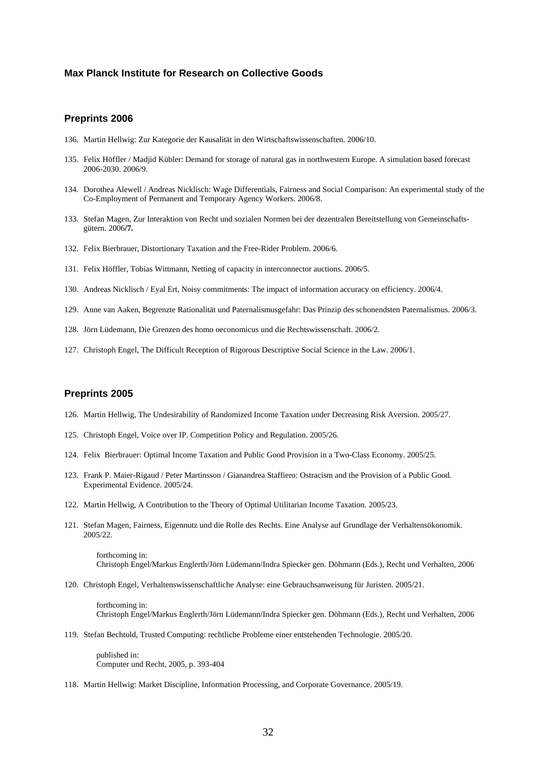**Max Planck Institute for Research on Collective Goods**

### Preprints 2006

136. Martin Hellwig: Zur Kategorie der Kausalität in den Wirtschaftswissenschaften. 2006/10.

135. Felix Höffler / Madjid Kübler: Demand for storage of natural gas in northwestern Europe. A simulation based forecast 2006-2030. 2006/9.

134. Dorothea Alewell / Andreas Nicklisch: Wage Differentials, Fairness and Social Comparison: An experimental study of the Co-Employment of Permanent and Temporary Agency Workers. 2006/8.

133. Stefan Magen, Zur Interaktion von Recht und sozialen Normen bei der dezentralen Bereitstellung von Gemeinschafts­gütern. 2006**/7.**

132. Felix Bierbrauer, Distortionary Taxation and the Free-Rider Problem. 2006/6.

131. Felix Höffler, Tobias Wittmann, Netting of capacity in interconnector auctions. 2006/5.

130. Andreas Nicklisch / Eyal Ert, Noisy commitments: The impact of information accuracy on efficiency. 2006/4.

129. Anne van Aaken, Begrenzte Rationalität und Paternalismusgefahr: Das Prinzip des schonendsten Paternalismus. 2006/3.

128. Jörn Lüdemann, Die Grenzen des homo oeconomicus und die Rechtswissenschaft. 2006/2.

127. Christoph Engel, The Difficult Reception of Rigorous Descriptive Social Science in the Law. 2006/1.

### Preprints 2005

126. Martin Hellwig, The Undesirability of Randomized Income Taxation under Decreasing Risk Aversion. 2005/27.

125. Christoph Engel, Voice over IP. Competition Policy and Regulation. 2005/26.

124. Felix Bierbrauer: Optimal Income Taxation and Public Good Provision in a Two-Class Economy. 2005/25.

123. Frank P. Maier-Rigaud / Peter Martinsson / Gianandrea Staffiero: Ostracism and the Provision of a Public Good. Experimental Evidence. 2005/24.

122. Martin Hellwig, A Contribution to the Theory of Optimal Utilitarian Income Taxation. 2005/23.

121. Stefan Magen, Fairness, Eigennutz und die Rolle des Rechts. Eine Analyse auf Grundlage der Verhaltensökonomik. 2005/22.

    forthcoming in:
    Christoph Engel/Markus Englerth/Jörn Lüdemann/Indra Spiecker gen. Döhmann (Eds.), Recht und Verhalten, 2006

120. Christoph Engel, Verhaltenswissenschaftliche Analyse: eine Gebrauchsanweisung für Juristen. 2005/21.

    forthcoming in:
    Christoph Engel/Markus Englerth/Jörn Lüdemann/Indra Spiecker gen. Döhmann (Eds.), Recht und Verhalten, 2006

119. Stefan Bechtold, Trusted Computing: rechtliche Probleme einer entstehenden Technologie. 2005/20.

    published in:
    Computer und Recht, 2005, p. 393-404

118. Martin Hellwig: Market Discipline, Information Processing, and Corporate Governance. 2005/19.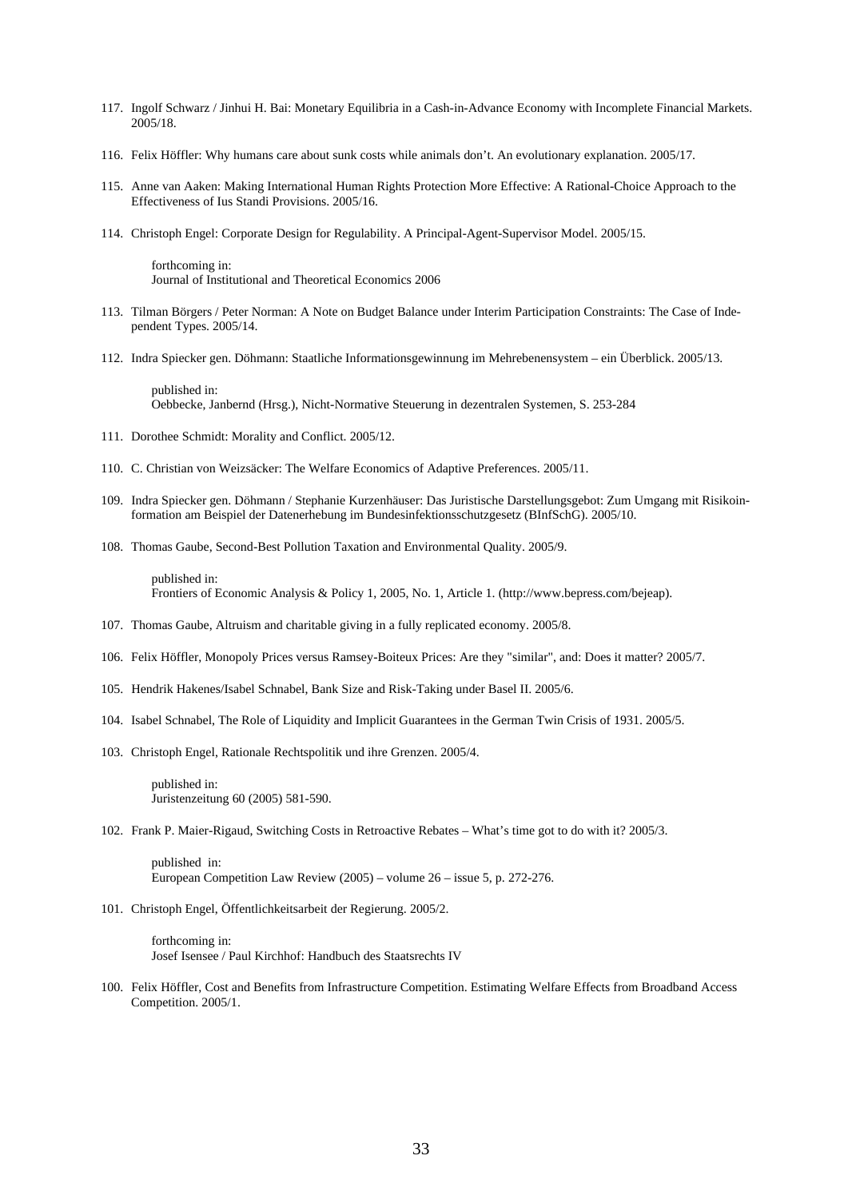117. Ingolf Schwarz / Jinhui H. Bai: Monetary Equilibria in a Cash-in-Advance Economy with Incomplete Financial Markets. 2005/18.

116. Felix Höffler: Why humans care about sunk costs while animals don't. An evolutionary explanation. 2005/17.

115. Anne van Aaken: Making International Human Rights Protection More Effective: A Rational-Choice Approach to the Effectiveness of Ius Standi Provisions. 2005/16.

114. Christoph Engel: Corporate Design for Regulability. A Principal-Agent-Supervisor Model. 2005/15.

     forthcoming in:
     Journal of Institutional and Theoretical Economics 2006

113. Tilman Börgers / Peter Norman: A Note on Budget Balance under Interim Participation Constraints: The Case of Independent Types. 2005/14.

112. Indra Spiecker gen. Döhmann: Staatliche Informationsgewinnung im Mehrebenensystem – ein Überblick. 2005/13.

     published in:
     Oebbecke, Janbernd (Hrsg.), Nicht-Normative Steuerung in dezentralen Systemen, S. 253-284

111. Dorothee Schmidt: Morality and Conflict. 2005/12.

110. C. Christian von Weizsäcker: The Welfare Economics of Adaptive Preferences. 2005/11.

109. Indra Spiecker gen. Döhmann / Stephanie Kurzenhäuser: Das Juristische Darstellungsgebot: Zum Umgang mit Risikoinformation am Beispiel der Datenerhebung im Bundesinfektionsschutzgesetz (BInfSchG). 2005/10.

108. Thomas Gaube, Second-Best Pollution Taxation and Environmental Quality. 2005/9.

     published in:
     Frontiers of Economic Analysis & Policy 1, 2005, No. 1, Article 1. (http://www.bepress.com/bejeap).

107. Thomas Gaube, Altruism and charitable giving in a fully replicated economy. 2005/8.

106. Felix Höffler, Monopoly Prices versus Ramsey-Boiteux Prices: Are they "similar", and: Does it matter? 2005/7.

105. Hendrik Hakenes/Isabel Schnabel, Bank Size and Risk-Taking under Basel II. 2005/6.

104. Isabel Schnabel, The Role of Liquidity and Implicit Guarantees in the German Twin Crisis of 1931. 2005/5.

103. Christoph Engel, Rationale Rechtspolitik und ihre Grenzen. 2005/4.

     published in:
     Juristenzeitung 60 (2005) 581-590.

102. Frank P. Maier-Rigaud, Switching Costs in Retroactive Rebates – What's time got to do with it? 2005/3.

     published in:
     European Competition Law Review (2005) – volume 26 – issue 5, p. 272-276.

101. Christoph Engel, Öffentlichkeitsarbeit der Regierung. 2005/2.

     forthcoming in:
     Josef Isensee / Paul Kirchhof: Handbuch des Staatsrechts IV

100. Felix Höffler, Cost and Benefits from Infrastructure Competition. Estimating Welfare Effects from Broadband Access Competition. 2005/1.